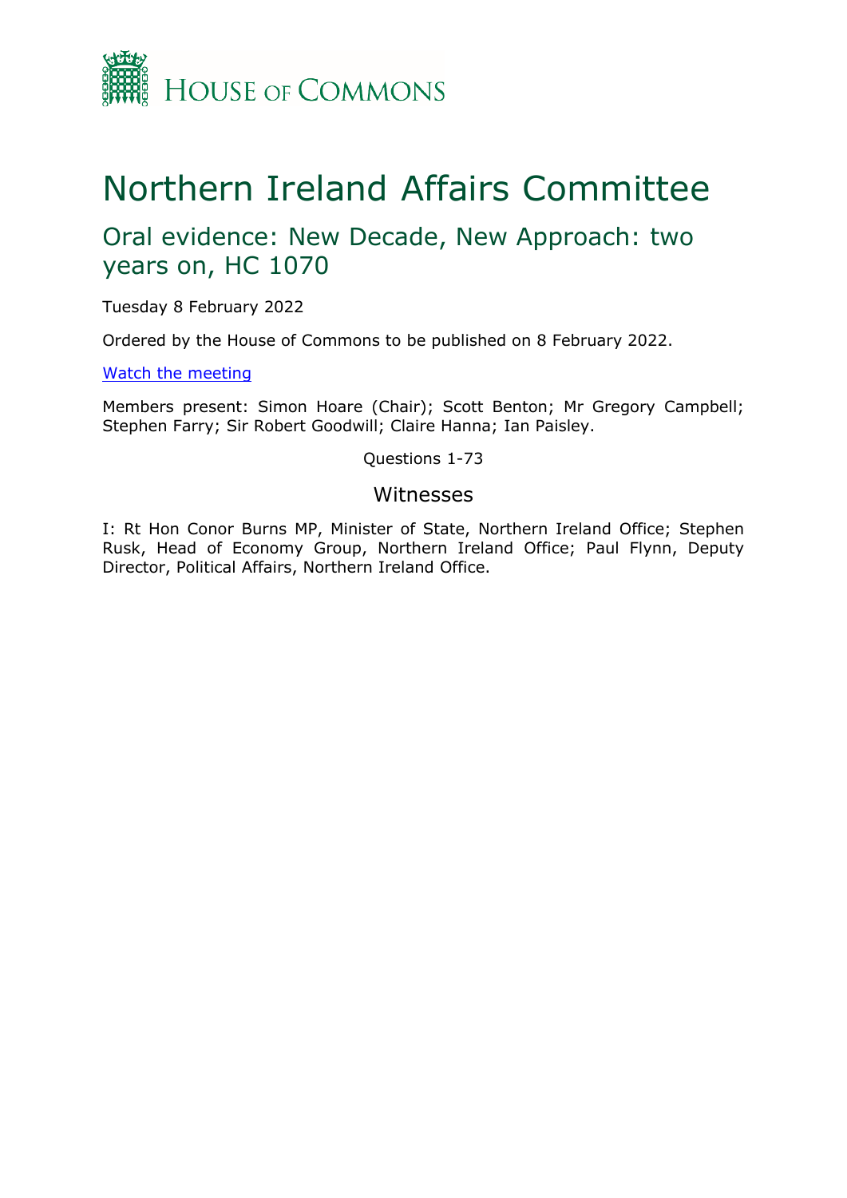House of Commons

# Northern Ireland Affairs Committee

## Oral evidence: New Decade, New Approach: two years on, HC 1070

Tuesday 8 February 2022

Ordered by the House of Commons to be published on 8 February 2022.

[Watch the meeting](#)

Members present: Simon Hoare (Chair); Scott Benton; Mr Gregory Campbell; Stephen Farry; Sir Robert Goodwill; Claire Hanna; Ian Paisley.

Questions 1-73

### Witnesses

I: Rt Hon Conor Burns MP, Minister of State, Northern Ireland Office; Stephen Rusk, Head of Economy Group, Northern Ireland Office; Paul Flynn, Deputy Director, Political Affairs, Northern Ireland Office.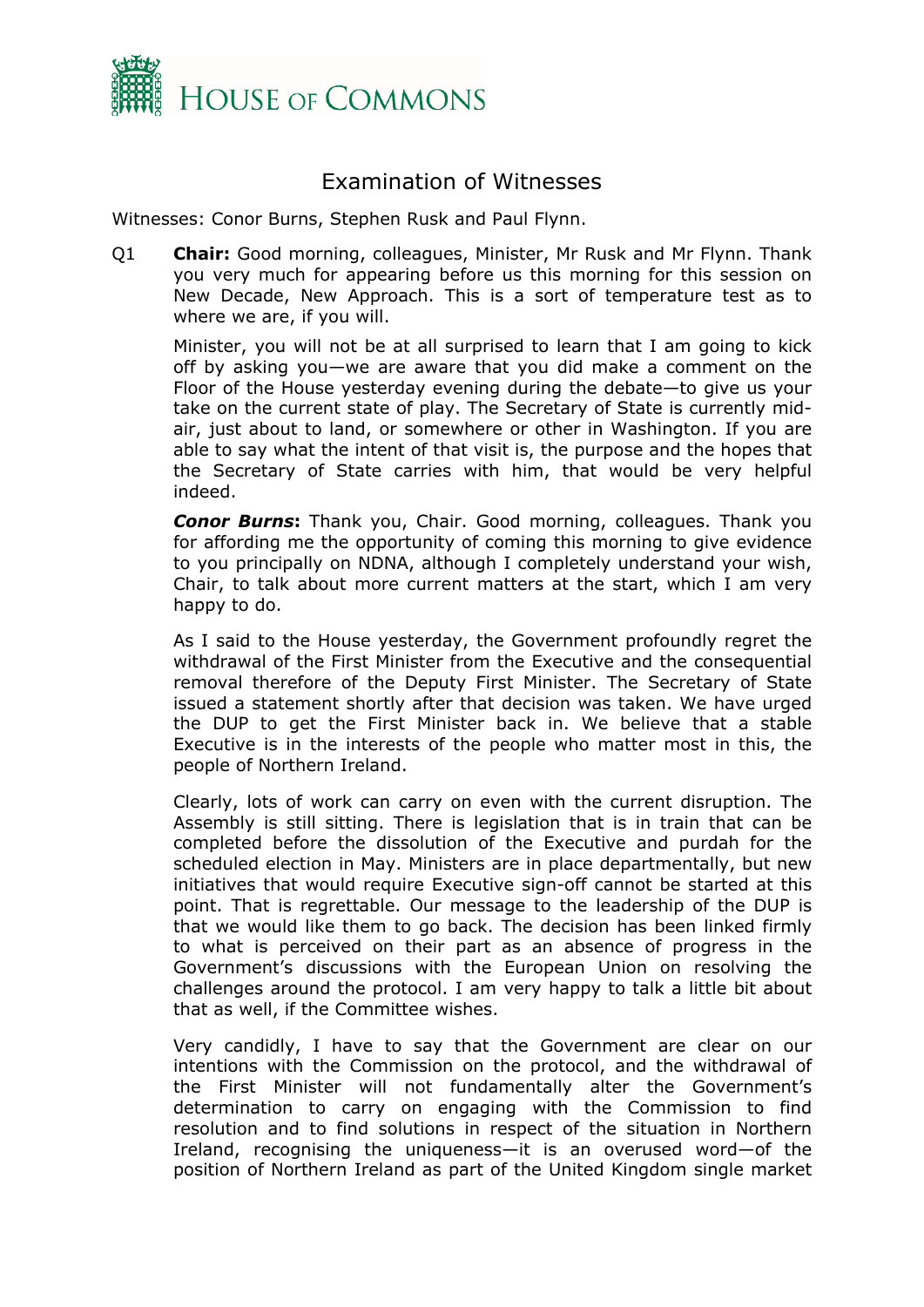# Examination of Witnesses

Witnesses: Conor Burns, Stephen Rusk and Paul Flynn.

Q1 **Chair:** Good morning, colleagues, Minister, Mr Rusk and Mr Flynn. Thank you very much for appearing before us this morning for this session on New Decade, New Approach. This is a sort of temperature test as to where we are, if you will.

Minister, you will not be at all surprised to learn that I am going to kick off by asking you—we are aware that you did make a comment on the Floor of the House yesterday evening during the debate—to give us your take on the current state of play. The Secretary of State is currently mid-air, just about to land, or somewhere or other in Washington. If you are able to say what the intent of that visit is, the purpose and the hopes that the Secretary of State carries with him, that would be very helpful indeed.

***Conor Burns*****:** Thank you, Chair. Good morning, colleagues. Thank you for affording me the opportunity of coming this morning to give evidence to you principally on NDNA, although I completely understand your wish, Chair, to talk about more current matters at the start, which I am very happy to do.

As I said to the House yesterday, the Government profoundly regret the withdrawal of the First Minister from the Executive and the consequential removal therefore of the Deputy First Minister. The Secretary of State issued a statement shortly after that decision was taken. We have urged the DUP to get the First Minister back in. We believe that a stable Executive is in the interests of the people who matter most in this, the people of Northern Ireland.

Clearly, lots of work can carry on even with the current disruption. The Assembly is still sitting. There is legislation that is in train that can be completed before the dissolution of the Executive and purdah for the scheduled election in May. Ministers are in place departmentally, but new initiatives that would require Executive sign-off cannot be started at this point. That is regrettable. Our message to the leadership of the DUP is that we would like them to go back. The decision has been linked firmly to what is perceived on their part as an absence of progress in the Government's discussions with the European Union on resolving the challenges around the protocol. I am very happy to talk a little bit about that as well, if the Committee wishes.

Very candidly, I have to say that the Government are clear on our intentions with the Commission on the protocol, and the withdrawal of the First Minister will not fundamentally alter the Government's determination to carry on engaging with the Commission to find resolution and to find solutions in respect of the situation in Northern Ireland, recognising the uniqueness—it is an overused word—of the position of Northern Ireland as part of the United Kingdom single market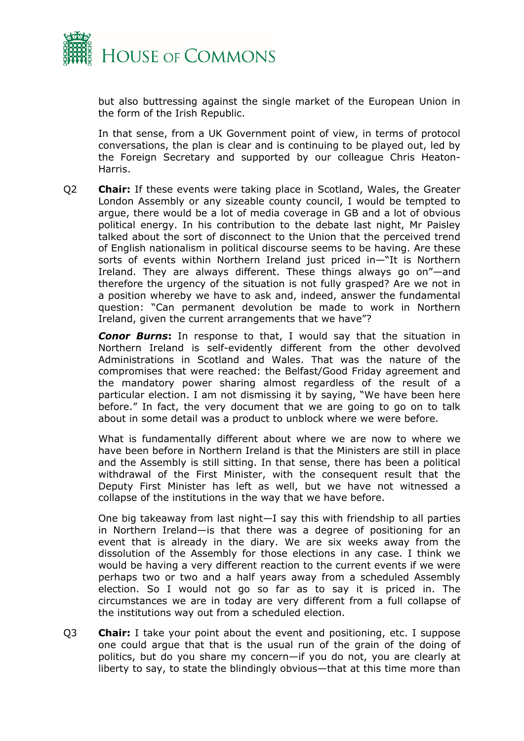but also buttressing against the single market of the European Union in the form of the Irish Republic.

In that sense, from a UK Government point of view, in terms of protocol conversations, the plan is clear and is continuing to be played out, led by the Foreign Secretary and supported by our colleague Chris Heaton-Harris.

Q2 **Chair:** If these events were taking place in Scotland, Wales, the Greater London Assembly or any sizeable county council, I would be tempted to argue, there would be a lot of media coverage in GB and a lot of obvious political energy. In his contribution to the debate last night, Mr Paisley talked about the sort of disconnect to the Union that the perceived trend of English nationalism in political discourse seems to be having. Are these sorts of events within Northern Ireland just priced in—"It is Northern Ireland. They are always different. These things always go on"—and therefore the urgency of the situation is not fully grasped? Are we not in a position whereby we have to ask and, indeed, answer the fundamental question: "Can permanent devolution be made to work in Northern Ireland, given the current arrangements that we have"?

***Conor Burns*:** In response to that, I would say that the situation in Northern Ireland is self-evidently different from the other devolved Administrations in Scotland and Wales. That was the nature of the compromises that were reached: the Belfast/Good Friday agreement and the mandatory power sharing almost regardless of the result of a particular election. I am not dismissing it by saying, "We have been here before." In fact, the very document that we are going to go on to talk about in some detail was a product to unblock where we were before.

What is fundamentally different about where we are now to where we have been before in Northern Ireland is that the Ministers are still in place and the Assembly is still sitting. In that sense, there has been a political withdrawal of the First Minister, with the consequent result that the Deputy First Minister has left as well, but we have not witnessed a collapse of the institutions in the way that we have before.

One big takeaway from last night—I say this with friendship to all parties in Northern Ireland—is that there was a degree of positioning for an event that is already in the diary. We are six weeks away from the dissolution of the Assembly for those elections in any case. I think we would be having a very different reaction to the current events if we were perhaps two or two and a half years away from a scheduled Assembly election. So I would not go so far as to say it is priced in. The circumstances we are in today are very different from a full collapse of the institutions way out from a scheduled election.

Q3 **Chair:** I take your point about the event and positioning, etc. I suppose one could argue that that is the usual run of the grain of the doing of politics, but do you share my concern—if you do not, you are clearly at liberty to say, to state the blindingly obvious—that at this time more than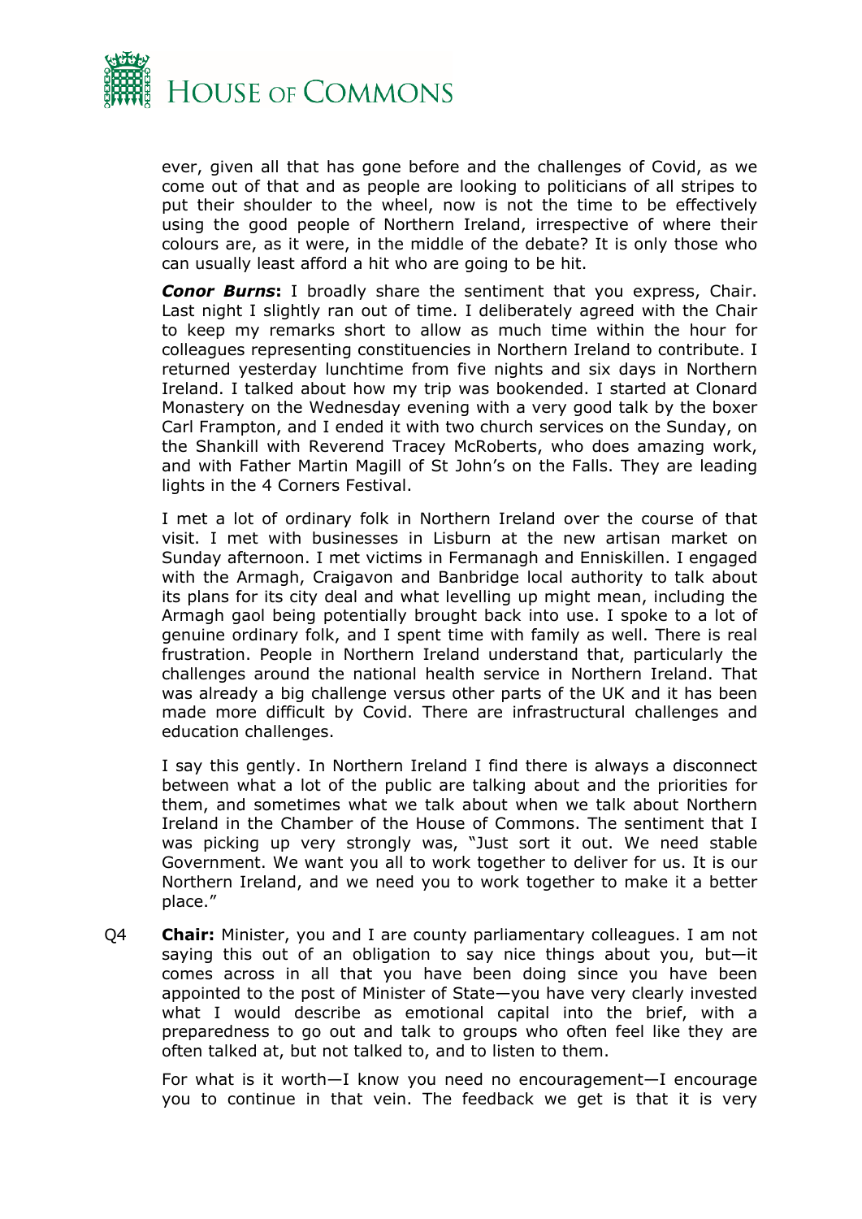ever, given all that has gone before and the challenges of Covid, as we come out of that and as people are looking to politicians of all stripes to put their shoulder to the wheel, now is not the time to be effectively using the good people of Northern Ireland, irrespective of where their colours are, as it were, in the middle of the debate? It is only those who can usually least afford a hit who are going to be hit.

***Conor Burns*:** I broadly share the sentiment that you express, Chair. Last night I slightly ran out of time. I deliberately agreed with the Chair to keep my remarks short to allow as much time within the hour for colleagues representing constituencies in Northern Ireland to contribute. I returned yesterday lunchtime from five nights and six days in Northern Ireland. I talked about how my trip was bookended. I started at Clonard Monastery on the Wednesday evening with a very good talk by the boxer Carl Frampton, and I ended it with two church services on the Sunday, on the Shankill with Reverend Tracey McRoberts, who does amazing work, and with Father Martin Magill of St John's on the Falls. They are leading lights in the 4 Corners Festival.

I met a lot of ordinary folk in Northern Ireland over the course of that visit. I met with businesses in Lisburn at the new artisan market on Sunday afternoon. I met victims in Fermanagh and Enniskillen. I engaged with the Armagh, Craigavon and Banbridge local authority to talk about its plans for its city deal and what levelling up might mean, including the Armagh gaol being potentially brought back into use. I spoke to a lot of genuine ordinary folk, and I spent time with family as well. There is real frustration. People in Northern Ireland understand that, particularly the challenges around the national health service in Northern Ireland. That was already a big challenge versus other parts of the UK and it has been made more difficult by Covid. There are infrastructural challenges and education challenges.

I say this gently. In Northern Ireland I find there is always a disconnect between what a lot of the public are talking about and the priorities for them, and sometimes what we talk about when we talk about Northern Ireland in the Chamber of the House of Commons. The sentiment that I was picking up very strongly was, "Just sort it out. We need stable Government. We want you all to work together to deliver for us. It is our Northern Ireland, and we need you to work together to make it a better place."

Q4 **Chair:** Minister, you and I are county parliamentary colleagues. I am not saying this out of an obligation to say nice things about you, but—it comes across in all that you have been doing since you have been appointed to the post of Minister of State—you have very clearly invested what I would describe as emotional capital into the brief, with a preparedness to go out and talk to groups who often feel like they are often talked at, but not talked to, and to listen to them.

For what is it worth—I know you need no encouragement—I encourage you to continue in that vein. The feedback we get is that it is very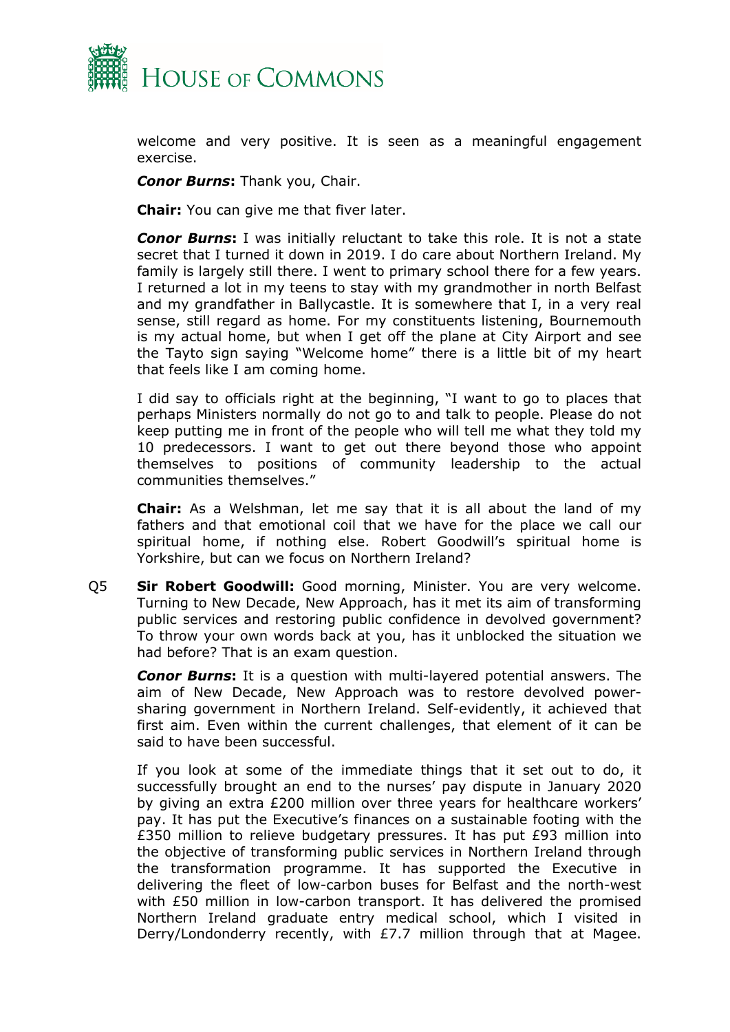welcome and very positive. It is seen as a meaningful engagement exercise.

***Conor Burns*****:** Thank you, Chair.

**Chair:** You can give me that fiver later.

***Conor Burns*****:** I was initially reluctant to take this role. It is not a state secret that I turned it down in 2019. I do care about Northern Ireland. My family is largely still there. I went to primary school there for a few years. I returned a lot in my teens to stay with my grandmother in north Belfast and my grandfather in Ballycastle. It is somewhere that I, in a very real sense, still regard as home. For my constituents listening, Bournemouth is my actual home, but when I get off the plane at City Airport and see the Tayto sign saying "Welcome home" there is a little bit of my heart that feels like I am coming home.

I did say to officials right at the beginning, "I want to go to places that perhaps Ministers normally do not go to and talk to people. Please do not keep putting me in front of the people who will tell me what they told my 10 predecessors. I want to get out there beyond those who appoint themselves to positions of community leadership to the actual communities themselves."

**Chair:** As a Welshman, let me say that it is all about the land of my fathers and that emotional coil that we have for the place we call our spiritual home, if nothing else. Robert Goodwill's spiritual home is Yorkshire, but can we focus on Northern Ireland?

Q5 **Sir Robert Goodwill:** Good morning, Minister. You are very welcome. Turning to New Decade, New Approach, has it met its aim of transforming public services and restoring public confidence in devolved government? To throw your own words back at you, has it unblocked the situation we had before? That is an exam question.

***Conor Burns*****:** It is a question with multi-layered potential answers. The aim of New Decade, New Approach was to restore devolved power-sharing government in Northern Ireland. Self-evidently, it achieved that first aim. Even within the current challenges, that element of it can be said to have been successful.

If you look at some of the immediate things that it set out to do, it successfully brought an end to the nurses' pay dispute in January 2020 by giving an extra £200 million over three years for healthcare workers' pay. It has put the Executive's finances on a sustainable footing with the £350 million to relieve budgetary pressures. It has put £93 million into the objective of transforming public services in Northern Ireland through the transformation programme. It has supported the Executive in delivering the fleet of low-carbon buses for Belfast and the north-west with £50 million in low-carbon transport. It has delivered the promised Northern Ireland graduate entry medical school, which I visited in Derry/Londonderry recently, with £7.7 million through that at Magee.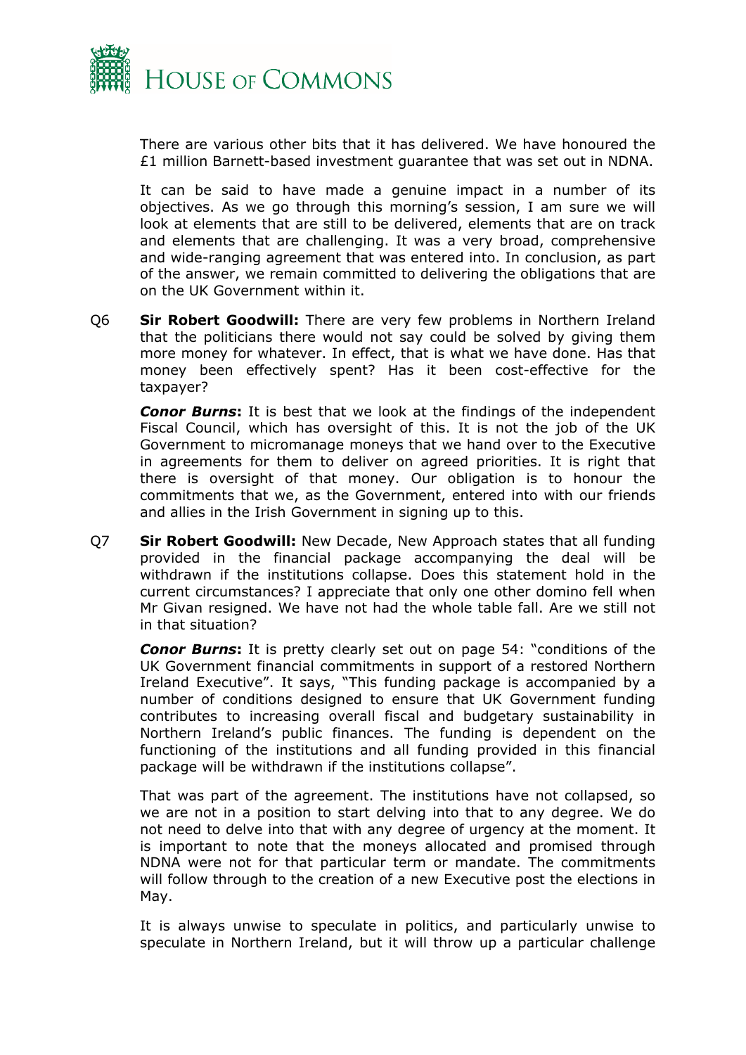There are various other bits that it has delivered. We have honoured the £1 million Barnett-based investment guarantee that was set out in NDNA.

It can be said to have made a genuine impact in a number of its objectives. As we go through this morning's session, I am sure we will look at elements that are still to be delivered, elements that are on track and elements that are challenging. It was a very broad, comprehensive and wide-ranging agreement that was entered into. In conclusion, as part of the answer, we remain committed to delivering the obligations that are on the UK Government within it.

Q6 **Sir Robert Goodwill:** There are very few problems in Northern Ireland that the politicians there would not say could be solved by giving them more money for whatever. In effect, that is what we have done. Has that money been effectively spent? Has it been cost-effective for the taxpayer?

***Conor Burns*:** It is best that we look at the findings of the independent Fiscal Council, which has oversight of this. It is not the job of the UK Government to micromanage moneys that we hand over to the Executive in agreements for them to deliver on agreed priorities. It is right that there is oversight of that money. Our obligation is to honour the commitments that we, as the Government, entered into with our friends and allies in the Irish Government in signing up to this.

Q7 **Sir Robert Goodwill:** New Decade, New Approach states that all funding provided in the financial package accompanying the deal will be withdrawn if the institutions collapse. Does this statement hold in the current circumstances? I appreciate that only one other domino fell when Mr Givan resigned. We have not had the whole table fall. Are we still not in that situation?

***Conor Burns*:** It is pretty clearly set out on page 54: "conditions of the UK Government financial commitments in support of a restored Northern Ireland Executive". It says, "This funding package is accompanied by a number of conditions designed to ensure that UK Government funding contributes to increasing overall fiscal and budgetary sustainability in Northern Ireland's public finances. The funding is dependent on the functioning of the institutions and all funding provided in this financial package will be withdrawn if the institutions collapse".

That was part of the agreement. The institutions have not collapsed, so we are not in a position to start delving into that to any degree. We do not need to delve into that with any degree of urgency at the moment. It is important to note that the moneys allocated and promised through NDNA were not for that particular term or mandate. The commitments will follow through to the creation of a new Executive post the elections in May.

It is always unwise to speculate in politics, and particularly unwise to speculate in Northern Ireland, but it will throw up a particular challenge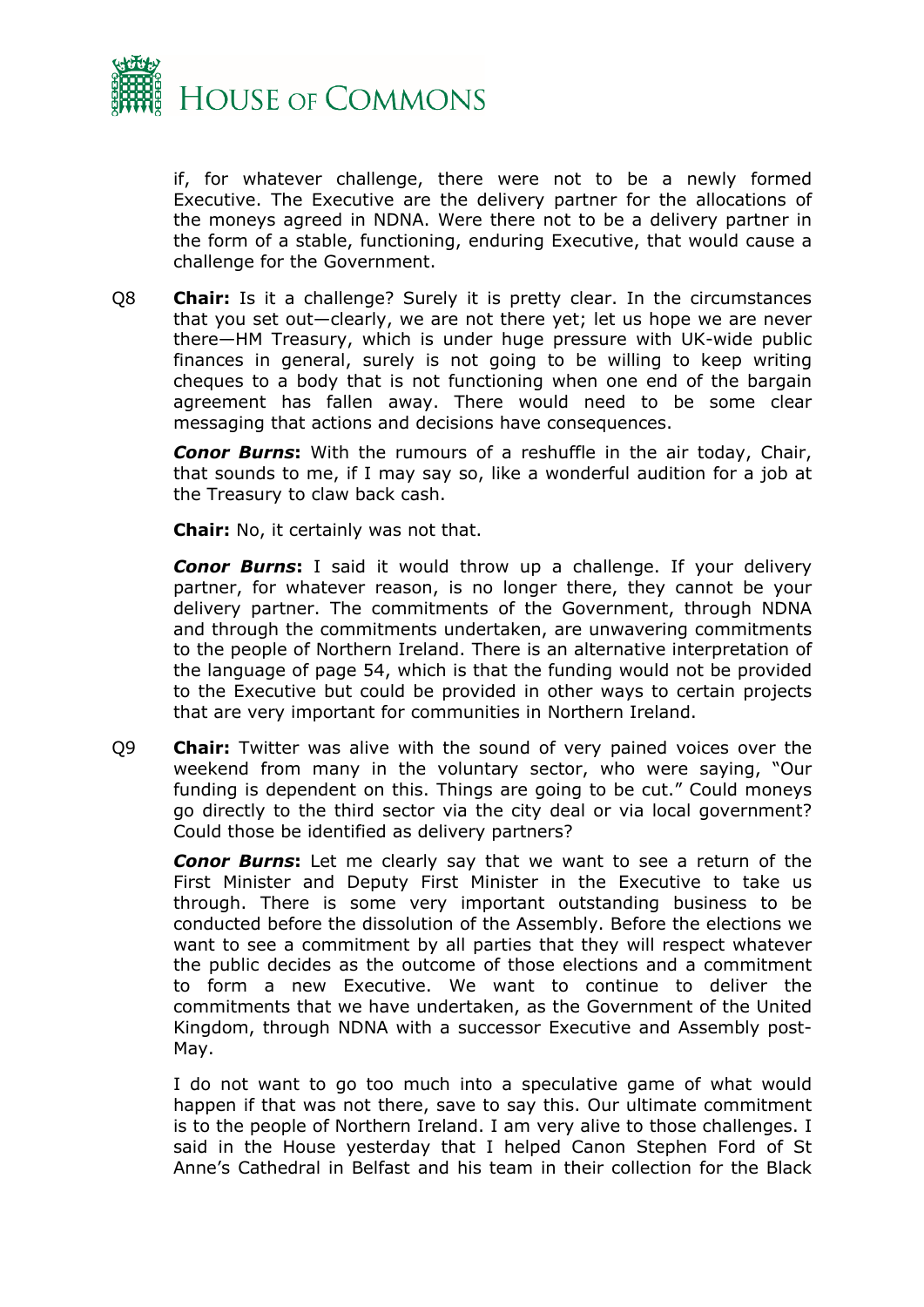if, for whatever challenge, there were not to be a newly formed Executive. The Executive are the delivery partner for the allocations of the moneys agreed in NDNA. Were there not to be a delivery partner in the form of a stable, functioning, enduring Executive, that would cause a challenge for the Government.

Q8 **Chair:** Is it a challenge? Surely it is pretty clear. In the circumstances that you set out—clearly, we are not there yet; let us hope we are never there—HM Treasury, which is under huge pressure with UK-wide public finances in general, surely is not going to be willing to keep writing cheques to a body that is not functioning when one end of the bargain agreement has fallen away. There would need to be some clear messaging that actions and decisions have consequences.

***Conor Burns*:** With the rumours of a reshuffle in the air today, Chair, that sounds to me, if I may say so, like a wonderful audition for a job at the Treasury to claw back cash.

**Chair:** No, it certainly was not that.

***Conor Burns*:** I said it would throw up a challenge. If your delivery partner, for whatever reason, is no longer there, they cannot be your delivery partner. The commitments of the Government, through NDNA and through the commitments undertaken, are unwavering commitments to the people of Northern Ireland. There is an alternative interpretation of the language of page 54, which is that the funding would not be provided to the Executive but could be provided in other ways to certain projects that are very important for communities in Northern Ireland.

Q9 **Chair:** Twitter was alive with the sound of very pained voices over the weekend from many in the voluntary sector, who were saying, "Our funding is dependent on this. Things are going to be cut." Could moneys go directly to the third sector via the city deal or via local government? Could those be identified as delivery partners?

***Conor Burns*:** Let me clearly say that we want to see a return of the First Minister and Deputy First Minister in the Executive to take us through. There is some very important outstanding business to be conducted before the dissolution of the Assembly. Before the elections we want to see a commitment by all parties that they will respect whatever the public decides as the outcome of those elections and a commitment to form a new Executive. We want to continue to deliver the commitments that we have undertaken, as the Government of the United Kingdom, through NDNA with a successor Executive and Assembly post-May.

I do not want to go too much into a speculative game of what would happen if that was not there, save to say this. Our ultimate commitment is to the people of Northern Ireland. I am very alive to those challenges. I said in the House yesterday that I helped Canon Stephen Ford of St Anne's Cathedral in Belfast and his team in their collection for the Black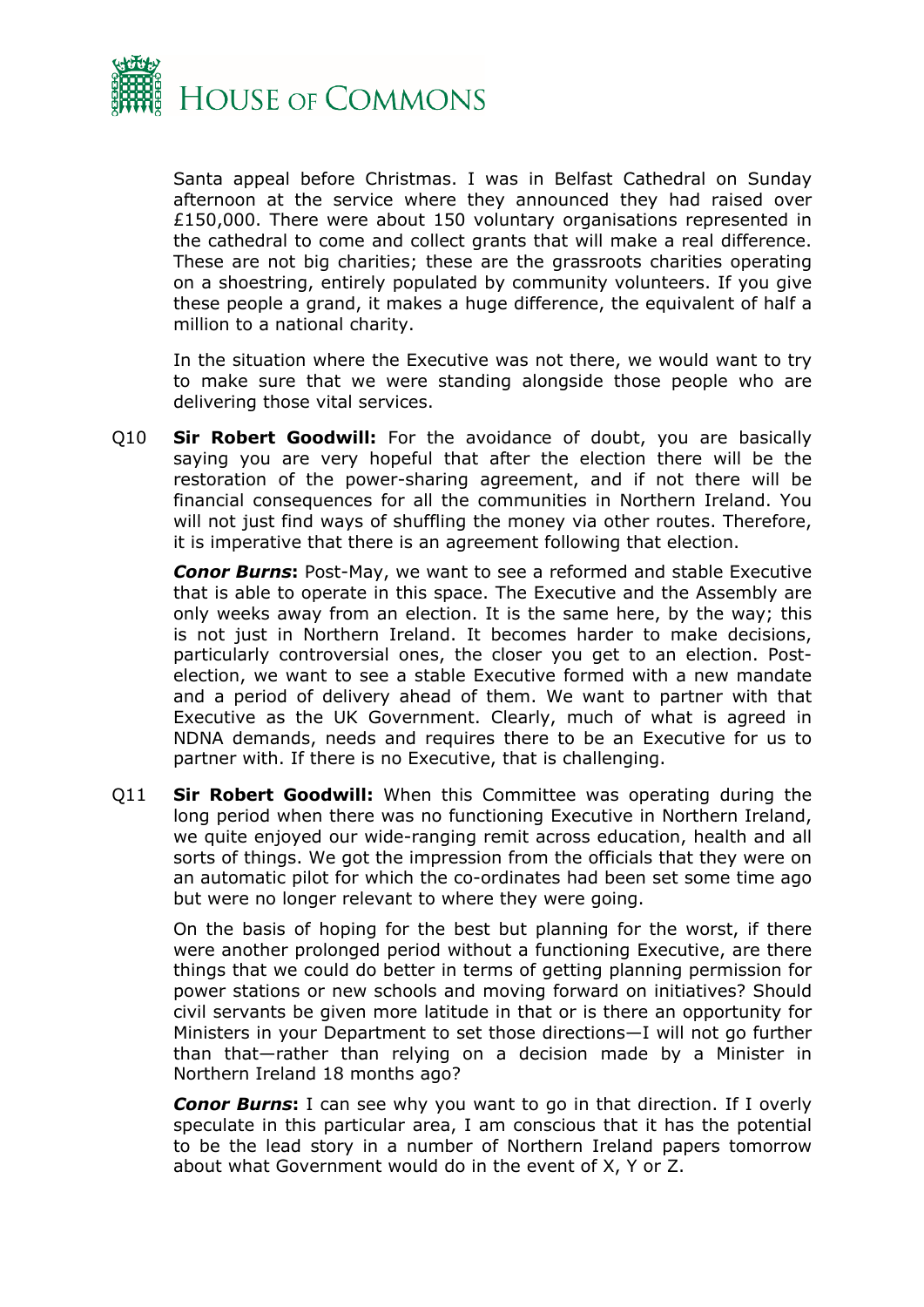Santa appeal before Christmas. I was in Belfast Cathedral on Sunday afternoon at the service where they announced they had raised over £150,000. There were about 150 voluntary organisations represented in the cathedral to come and collect grants that will make a real difference. These are not big charities; these are the grassroots charities operating on a shoestring, entirely populated by community volunteers. If you give these people a grand, it makes a huge difference, the equivalent of half a million to a national charity.

In the situation where the Executive was not there, we would want to try to make sure that we were standing alongside those people who are delivering those vital services.

Q10 **Sir Robert Goodwill:** For the avoidance of doubt, you are basically saying you are very hopeful that after the election there will be the restoration of the power-sharing agreement, and if not there will be financial consequences for all the communities in Northern Ireland. You will not just find ways of shuffling the money via other routes. Therefore, it is imperative that there is an agreement following that election.

***Conor Burns*:** Post-May, we want to see a reformed and stable Executive that is able to operate in this space. The Executive and the Assembly are only weeks away from an election. It is the same here, by the way; this is not just in Northern Ireland. It becomes harder to make decisions, particularly controversial ones, the closer you get to an election. Post-election, we want to see a stable Executive formed with a new mandate and a period of delivery ahead of them. We want to partner with that Executive as the UK Government. Clearly, much of what is agreed in NDNA demands, needs and requires there to be an Executive for us to partner with. If there is no Executive, that is challenging.

Q11 **Sir Robert Goodwill:** When this Committee was operating during the long period when there was no functioning Executive in Northern Ireland, we quite enjoyed our wide-ranging remit across education, health and all sorts of things. We got the impression from the officials that they were on an automatic pilot for which the co-ordinates had been set some time ago but were no longer relevant to where they were going.

On the basis of hoping for the best but planning for the worst, if there were another prolonged period without a functioning Executive, are there things that we could do better in terms of getting planning permission for power stations or new schools and moving forward on initiatives? Should civil servants be given more latitude in that or is there an opportunity for Ministers in your Department to set those directions—I will not go further than that—rather than relying on a decision made by a Minister in Northern Ireland 18 months ago?

***Conor Burns*:** I can see why you want to go in that direction. If I overly speculate in this particular area, I am conscious that it has the potential to be the lead story in a number of Northern Ireland papers tomorrow about what Government would do in the event of X, Y or Z.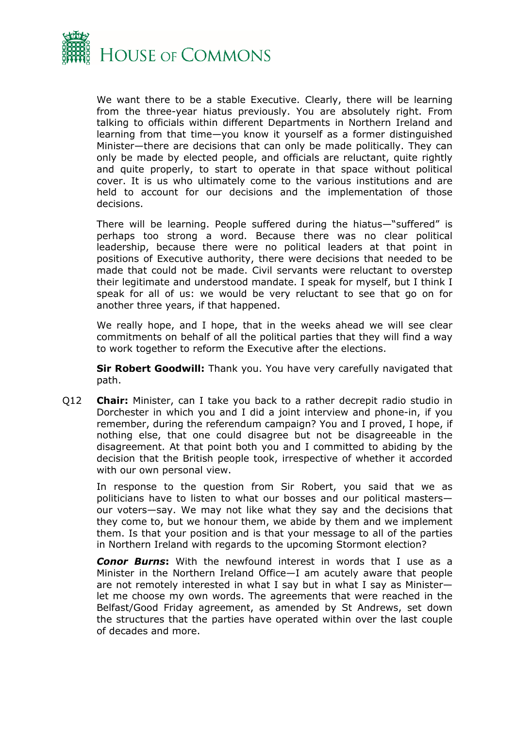We want there to be a stable Executive. Clearly, there will be learning from the three-year hiatus previously. You are absolutely right. From talking to officials within different Departments in Northern Ireland and learning from that time—you know it yourself as a former distinguished Minister—there are decisions that can only be made politically. They can only be made by elected people, and officials are reluctant, quite rightly and quite properly, to start to operate in that space without political cover. It is us who ultimately come to the various institutions and are held to account for our decisions and the implementation of those decisions.

There will be learning. People suffered during the hiatus—"suffered" is perhaps too strong a word. Because there was no clear political leadership, because there were no political leaders at that point in positions of Executive authority, there were decisions that needed to be made that could not be made. Civil servants were reluctant to overstep their legitimate and understood mandate. I speak for myself, but I think I speak for all of us: we would be very reluctant to see that go on for another three years, if that happened.

We really hope, and I hope, that in the weeks ahead we will see clear commitments on behalf of all the political parties that they will find a way to work together to reform the Executive after the elections.

**Sir Robert Goodwill:** Thank you. You have very carefully navigated that path.

Q12 **Chair:** Minister, can I take you back to a rather decrepit radio studio in Dorchester in which you and I did a joint interview and phone-in, if you remember, during the referendum campaign? You and I proved, I hope, if nothing else, that one could disagree but not be disagreeable in the disagreement. At that point both you and I committed to abiding by the decision that the British people took, irrespective of whether it accorded with our own personal view.

In response to the question from Sir Robert, you said that we as politicians have to listen to what our bosses and our political masters—our voters—say. We may not like what they say and the decisions that they come to, but we honour them, we abide by them and we implement them. Is that your position and is that your message to all of the parties in Northern Ireland with regards to the upcoming Stormont election?

***Conor Burns*:** With the newfound interest in words that I use as a Minister in the Northern Ireland Office—I am acutely aware that people are not remotely interested in what I say but in what I say as Minister—let me choose my own words. The agreements that were reached in the Belfast/Good Friday agreement, as amended by St Andrews, set down the structures that the parties have operated within over the last couple of decades and more.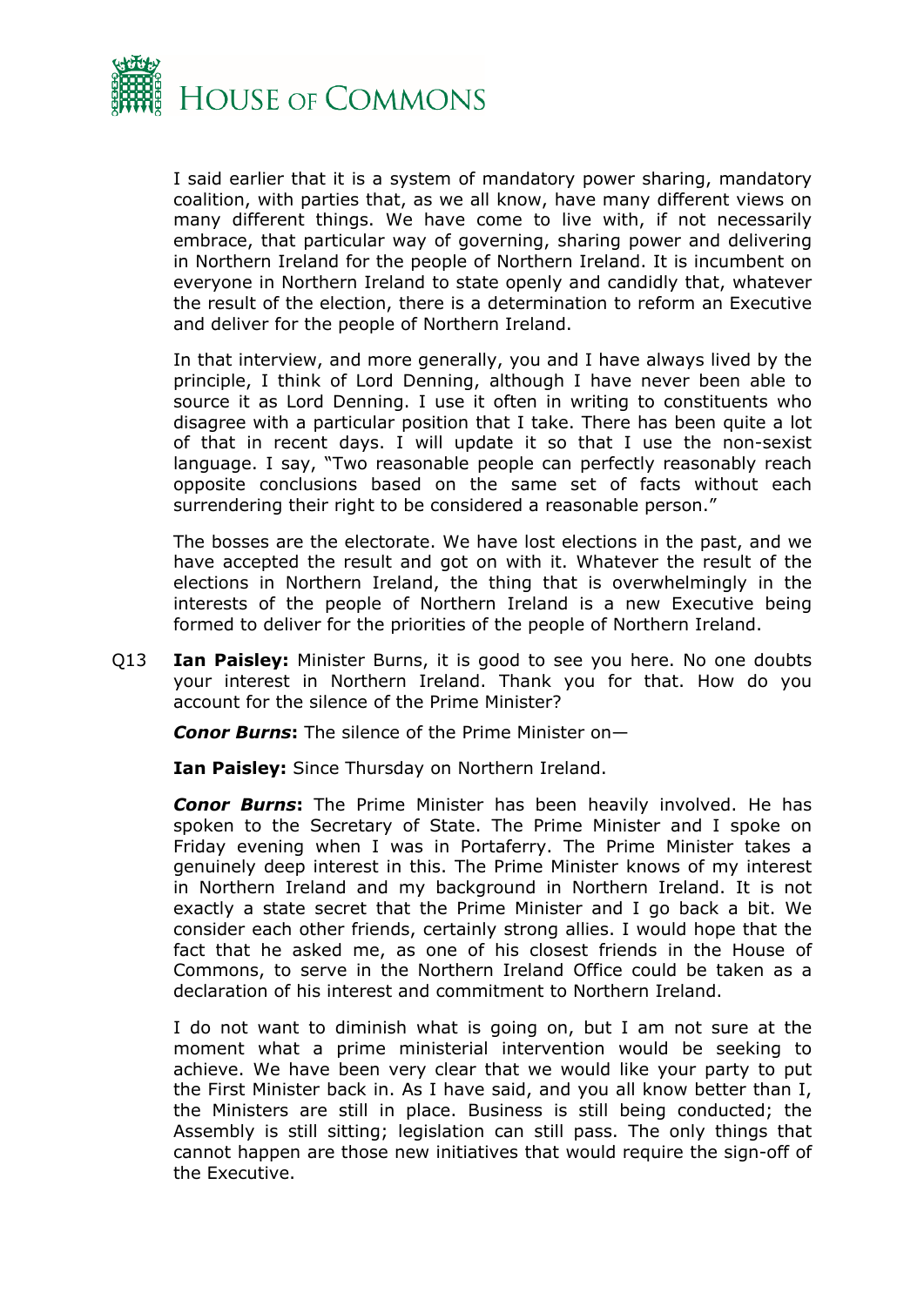I said earlier that it is a system of mandatory power sharing, mandatory coalition, with parties that, as we all know, have many different views on many different things. We have come to live with, if not necessarily embrace, that particular way of governing, sharing power and delivering in Northern Ireland for the people of Northern Ireland. It is incumbent on everyone in Northern Ireland to state openly and candidly that, whatever the result of the election, there is a determination to reform an Executive and deliver for the people of Northern Ireland.

In that interview, and more generally, you and I have always lived by the principle, I think of Lord Denning, although I have never been able to source it as Lord Denning. I use it often in writing to constituents who disagree with a particular position that I take. There has been quite a lot of that in recent days. I will update it so that I use the non-sexist language. I say, "Two reasonable people can perfectly reasonably reach opposite conclusions based on the same set of facts without each surrendering their right to be considered a reasonable person."

The bosses are the electorate. We have lost elections in the past, and we have accepted the result and got on with it. Whatever the result of the elections in Northern Ireland, the thing that is overwhelmingly in the interests of the people of Northern Ireland is a new Executive being formed to deliver for the priorities of the people of Northern Ireland.

Q13 **Ian Paisley:** Minister Burns, it is good to see you here. No one doubts your interest in Northern Ireland. Thank you for that. How do you account for the silence of the Prime Minister?

***Conor Burns*:** The silence of the Prime Minister on—

**Ian Paisley:** Since Thursday on Northern Ireland.

***Conor Burns*:** The Prime Minister has been heavily involved. He has spoken to the Secretary of State. The Prime Minister and I spoke on Friday evening when I was in Portaferry. The Prime Minister takes a genuinely deep interest in this. The Prime Minister knows of my interest in Northern Ireland and my background in Northern Ireland. It is not exactly a state secret that the Prime Minister and I go back a bit. We consider each other friends, certainly strong allies. I would hope that the fact that he asked me, as one of his closest friends in the House of Commons, to serve in the Northern Ireland Office could be taken as a declaration of his interest and commitment to Northern Ireland.

I do not want to diminish what is going on, but I am not sure at the moment what a prime ministerial intervention would be seeking to achieve. We have been very clear that we would like your party to put the First Minister back in. As I have said, and you all know better than I, the Ministers are still in place. Business is still being conducted; the Assembly is still sitting; legislation can still pass. The only things that cannot happen are those new initiatives that would require the sign-off of the Executive.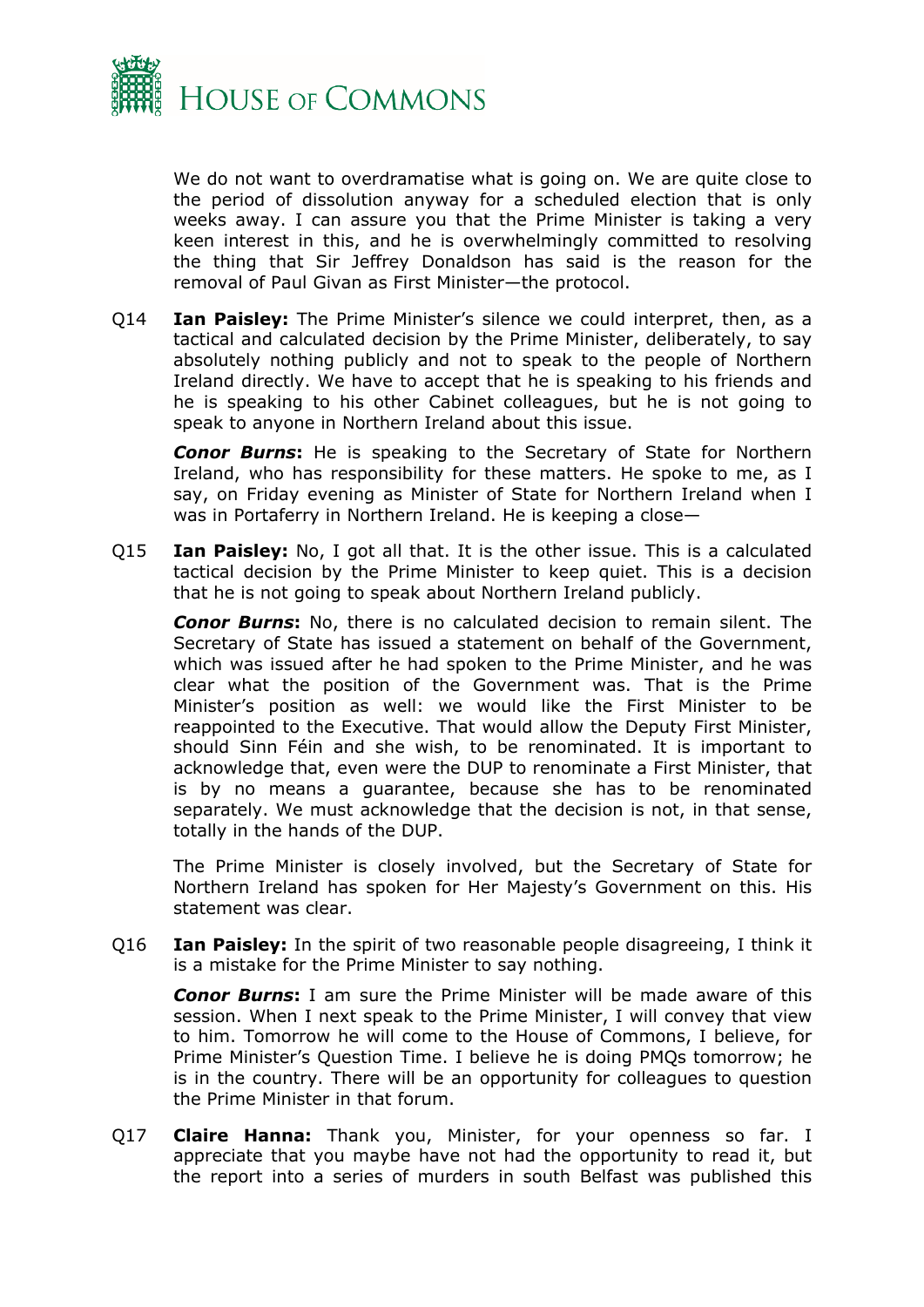We do not want to overdramatise what is going on. We are quite close to the period of dissolution anyway for a scheduled election that is only weeks away. I can assure you that the Prime Minister is taking a very keen interest in this, and he is overwhelmingly committed to resolving the thing that Sir Jeffrey Donaldson has said is the reason for the removal of Paul Givan as First Minister—the protocol.

Q14 **Ian Paisley:** The Prime Minister's silence we could interpret, then, as a tactical and calculated decision by the Prime Minister, deliberately, to say absolutely nothing publicly and not to speak to the people of Northern Ireland directly. We have to accept that he is speaking to his friends and he is speaking to his other Cabinet colleagues, but he is not going to speak to anyone in Northern Ireland about this issue.

***Conor Burns*:** He is speaking to the Secretary of State for Northern Ireland, who has responsibility for these matters. He spoke to me, as I say, on Friday evening as Minister of State for Northern Ireland when I was in Portaferry in Northern Ireland. He is keeping a close—

Q15 **Ian Paisley:** No, I got all that. It is the other issue. This is a calculated tactical decision by the Prime Minister to keep quiet. This is a decision that he is not going to speak about Northern Ireland publicly.

***Conor Burns*:** No, there is no calculated decision to remain silent. The Secretary of State has issued a statement on behalf of the Government, which was issued after he had spoken to the Prime Minister, and he was clear what the position of the Government was. That is the Prime Minister's position as well: we would like the First Minister to be reappointed to the Executive. That would allow the Deputy First Minister, should Sinn Féin and she wish, to be renominated. It is important to acknowledge that, even were the DUP to renominate a First Minister, that is by no means a guarantee, because she has to be renominated separately. We must acknowledge that the decision is not, in that sense, totally in the hands of the DUP.

The Prime Minister is closely involved, but the Secretary of State for Northern Ireland has spoken for Her Majesty's Government on this. His statement was clear.

Q16 **Ian Paisley:** In the spirit of two reasonable people disagreeing, I think it is a mistake for the Prime Minister to say nothing.

***Conor Burns*:** I am sure the Prime Minister will be made aware of this session. When I next speak to the Prime Minister, I will convey that view to him. Tomorrow he will come to the House of Commons, I believe, for Prime Minister's Question Time. I believe he is doing PMQs tomorrow; he is in the country. There will be an opportunity for colleagues to question the Prime Minister in that forum.

Q17 **Claire Hanna:** Thank you, Minister, for your openness so far. I appreciate that you maybe have not had the opportunity to read it, but the report into a series of murders in south Belfast was published this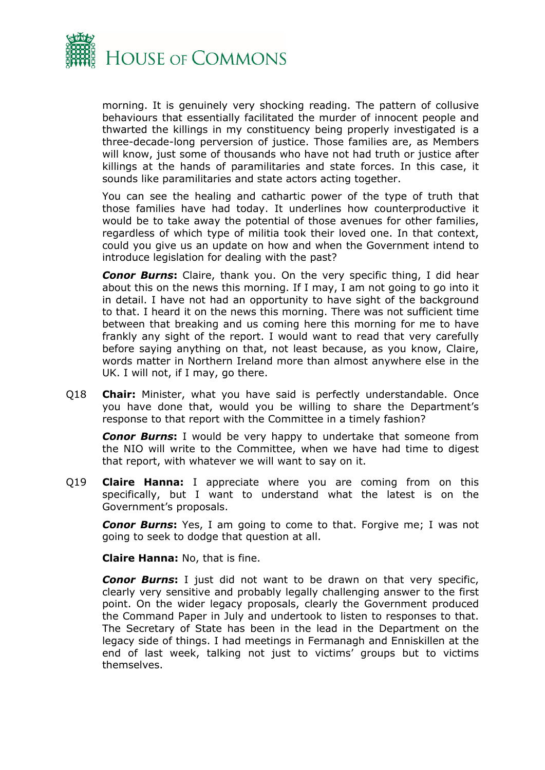morning. It is genuinely very shocking reading. The pattern of collusive behaviours that essentially facilitated the murder of innocent people and thwarted the killings in my constituency being properly investigated is a three-decade-long perversion of justice. Those families are, as Members will know, just some of thousands who have not had truth or justice after killings at the hands of paramilitaries and state forces. In this case, it sounds like paramilitaries and state actors acting together.

You can see the healing and cathartic power of the type of truth that those families have had today. It underlines how counterproductive it would be to take away the potential of those avenues for other families, regardless of which type of militia took their loved one. In that context, could you give us an update on how and when the Government intend to introduce legislation for dealing with the past?

***Conor Burns*****:** Claire, thank you. On the very specific thing, I did hear about this on the news this morning. If I may, I am not going to go into it in detail. I have not had an opportunity to have sight of the background to that. I heard it on the news this morning. There was not sufficient time between that breaking and us coming here this morning for me to have frankly any sight of the report. I would want to read that very carefully before saying anything on that, not least because, as you know, Claire, words matter in Northern Ireland more than almost anywhere else in the UK. I will not, if I may, go there.

Q18 **Chair:** Minister, what you have said is perfectly understandable. Once you have done that, would you be willing to share the Department's response to that report with the Committee in a timely fashion?

***Conor Burns*****:** I would be very happy to undertake that someone from the NIO will write to the Committee, when we have had time to digest that report, with whatever we will want to say on it.

Q19 **Claire Hanna:** I appreciate where you are coming from on this specifically, but I want to understand what the latest is on the Government's proposals.

***Conor Burns*****:** Yes, I am going to come to that. Forgive me; I was not going to seek to dodge that question at all.

**Claire Hanna:** No, that is fine.

***Conor Burns*****:** I just did not want to be drawn on that very specific, clearly very sensitive and probably legally challenging answer to the first point. On the wider legacy proposals, clearly the Government produced the Command Paper in July and undertook to listen to responses to that. The Secretary of State has been in the lead in the Department on the legacy side of things. I had meetings in Fermanagh and Enniskillen at the end of last week, talking not just to victims' groups but to victims themselves.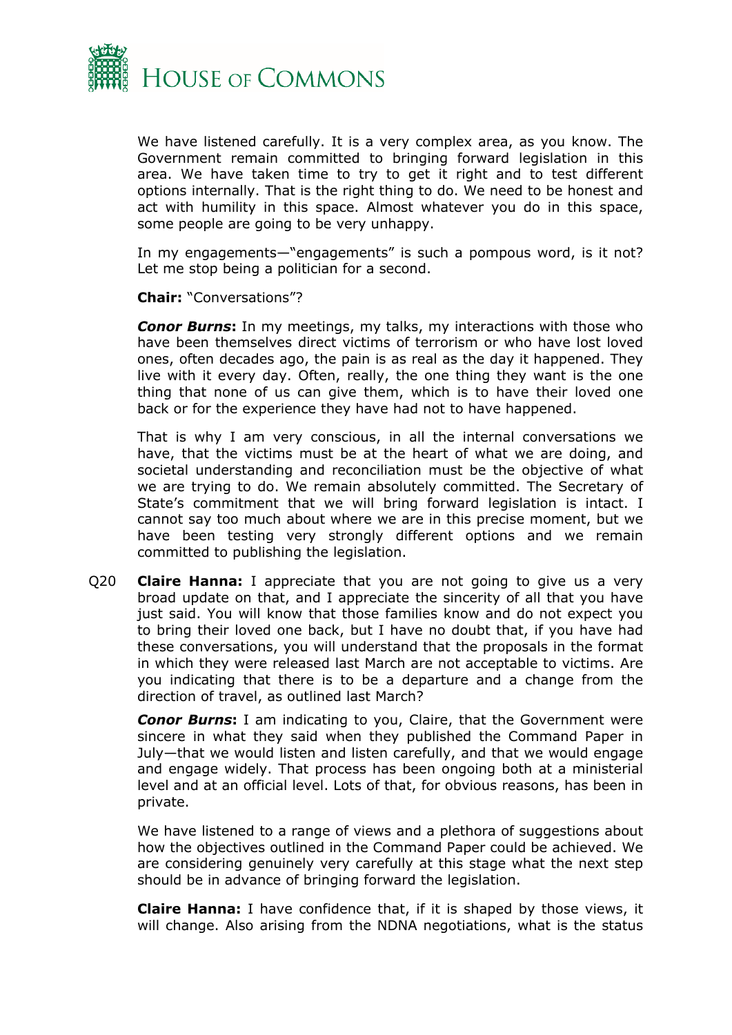We have listened carefully. It is a very complex area, as you know. The Government remain committed to bringing forward legislation in this area. We have taken time to try to get it right and to test different options internally. That is the right thing to do. We need to be honest and act with humility in this space. Almost whatever you do in this space, some people are going to be very unhappy.

In my engagements—"engagements" is such a pompous word, is it not? Let me stop being a politician for a second.

**Chair:** "Conversations"?

***Conor Burns*:** In my meetings, my talks, my interactions with those who have been themselves direct victims of terrorism or who have lost loved ones, often decades ago, the pain is as real as the day it happened. They live with it every day. Often, really, the one thing they want is the one thing that none of us can give them, which is to have their loved one back or for the experience they have had not to have happened.

That is why I am very conscious, in all the internal conversations we have, that the victims must be at the heart of what we are doing, and societal understanding and reconciliation must be the objective of what we are trying to do. We remain absolutely committed. The Secretary of State's commitment that we will bring forward legislation is intact. I cannot say too much about where we are in this precise moment, but we have been testing very strongly different options and we remain committed to publishing the legislation.

Q20 **Claire Hanna:** I appreciate that you are not going to give us a very broad update on that, and I appreciate the sincerity of all that you have just said. You will know that those families know and do not expect you to bring their loved one back, but I have no doubt that, if you have had these conversations, you will understand that the proposals in the format in which they were released last March are not acceptable to victims. Are you indicating that there is to be a departure and a change from the direction of travel, as outlined last March?

***Conor Burns*:** I am indicating to you, Claire, that the Government were sincere in what they said when they published the Command Paper in July—that we would listen and listen carefully, and that we would engage and engage widely. That process has been ongoing both at a ministerial level and at an official level. Lots of that, for obvious reasons, has been in private.

We have listened to a range of views and a plethora of suggestions about how the objectives outlined in the Command Paper could be achieved. We are considering genuinely very carefully at this stage what the next step should be in advance of bringing forward the legislation.

**Claire Hanna:** I have confidence that, if it is shaped by those views, it will change. Also arising from the NDNA negotiations, what is the status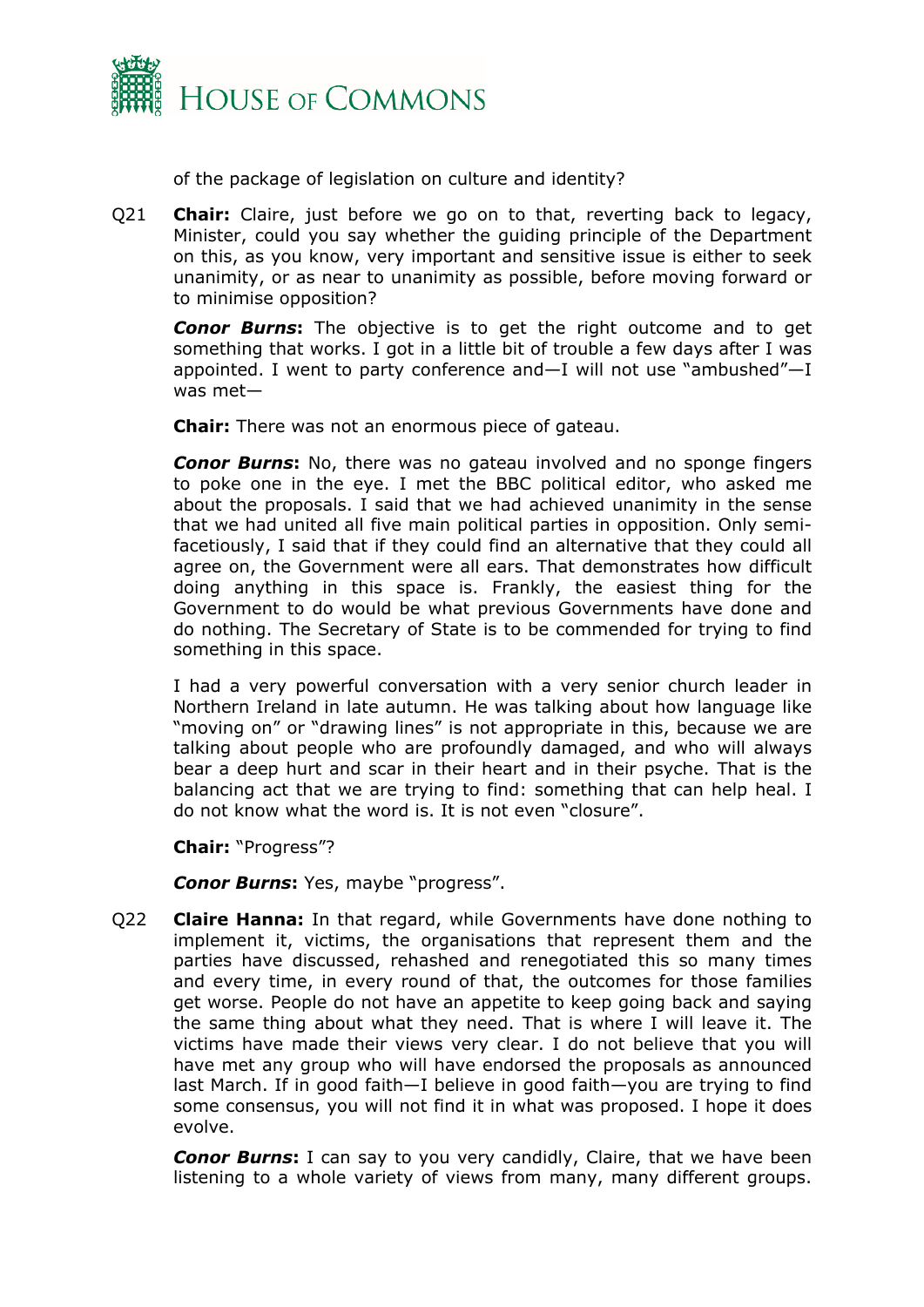of the package of legislation on culture and identity?

Q21 **Chair:** Claire, just before we go on to that, reverting back to legacy, Minister, could you say whether the guiding principle of the Department on this, as you know, very important and sensitive issue is either to seek unanimity, or as near to unanimity as possible, before moving forward or to minimise opposition?

***Conor Burns*:** The objective is to get the right outcome and to get something that works. I got in a little bit of trouble a few days after I was appointed. I went to party conference and—I will not use "ambushed"—I was met—

**Chair:** There was not an enormous piece of gateau.

***Conor Burns*:** No, there was no gateau involved and no sponge fingers to poke one in the eye. I met the BBC political editor, who asked me about the proposals. I said that we had achieved unanimity in the sense that we had united all five main political parties in opposition. Only semi-facetiously, I said that if they could find an alternative that they could all agree on, the Government were all ears. That demonstrates how difficult doing anything in this space is. Frankly, the easiest thing for the Government to do would be what previous Governments have done and do nothing. The Secretary of State is to be commended for trying to find something in this space.

I had a very powerful conversation with a very senior church leader in Northern Ireland in late autumn. He was talking about how language like "moving on" or "drawing lines" is not appropriate in this, because we are talking about people who are profoundly damaged, and who will always bear a deep hurt and scar in their heart and in their psyche. That is the balancing act that we are trying to find: something that can help heal. I do not know what the word is. It is not even "closure".

**Chair:** "Progress"?

***Conor Burns*:** Yes, maybe "progress".

Q22 **Claire Hanna:** In that regard, while Governments have done nothing to implement it, victims, the organisations that represent them and the parties have discussed, rehashed and renegotiated this so many times and every time, in every round of that, the outcomes for those families get worse. People do not have an appetite to keep going back and saying the same thing about what they need. That is where I will leave it. The victims have made their views very clear. I do not believe that you will have met any group who will have endorsed the proposals as announced last March. If in good faith—I believe in good faith—you are trying to find some consensus, you will not find it in what was proposed. I hope it does evolve.

***Conor Burns*:** I can say to you very candidly, Claire, that we have been listening to a whole variety of views from many, many different groups.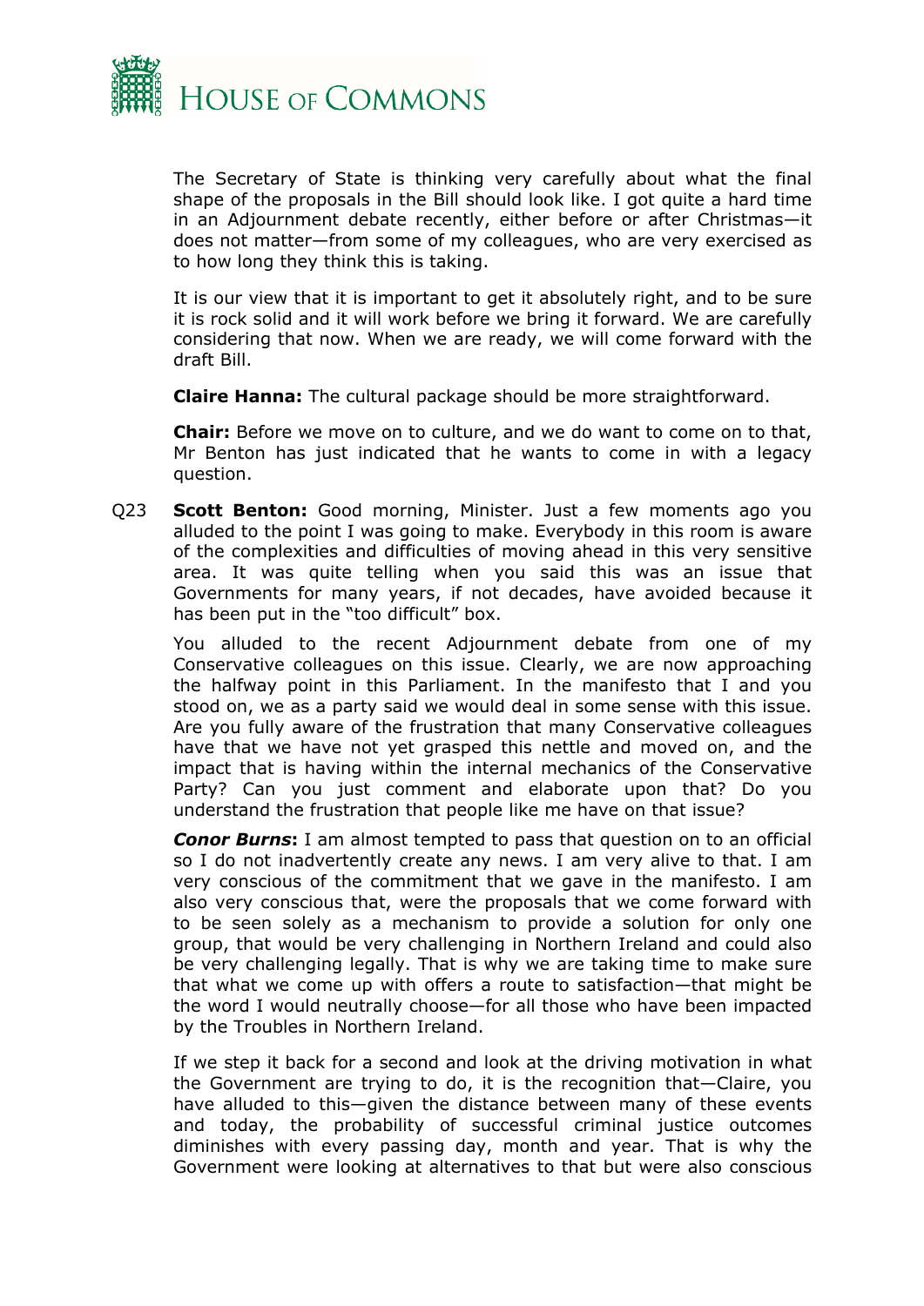The Secretary of State is thinking very carefully about what the final shape of the proposals in the Bill should look like. I got quite a hard time in an Adjournment debate recently, either before or after Christmas—it does not matter—from some of my colleagues, who are very exercised as to how long they think this is taking.

It is our view that it is important to get it absolutely right, and to be sure it is rock solid and it will work before we bring it forward. We are carefully considering that now. When we are ready, we will come forward with the draft Bill.

**Claire Hanna:** The cultural package should be more straightforward.

**Chair:** Before we move on to culture, and we do want to come on to that, Mr Benton has just indicated that he wants to come in with a legacy question.

Q23 **Scott Benton:** Good morning, Minister. Just a few moments ago you alluded to the point I was going to make. Everybody in this room is aware of the complexities and difficulties of moving ahead in this very sensitive area. It was quite telling when you said this was an issue that Governments for many years, if not decades, have avoided because it has been put in the "too difficult" box.

You alluded to the recent Adjournment debate from one of my Conservative colleagues on this issue. Clearly, we are now approaching the halfway point in this Parliament. In the manifesto that I and you stood on, we as a party said we would deal in some sense with this issue. Are you fully aware of the frustration that many Conservative colleagues have that we have not yet grasped this nettle and moved on, and the impact that is having within the internal mechanics of the Conservative Party? Can you just comment and elaborate upon that? Do you understand the frustration that people like me have on that issue?

***Conor Burns*:** I am almost tempted to pass that question on to an official so I do not inadvertently create any news. I am very alive to that. I am very conscious of the commitment that we gave in the manifesto. I am also very conscious that, were the proposals that we come forward with to be seen solely as a mechanism to provide a solution for only one group, that would be very challenging in Northern Ireland and could also be very challenging legally. That is why we are taking time to make sure that what we come up with offers a route to satisfaction—that might be the word I would neutrally choose—for all those who have been impacted by the Troubles in Northern Ireland.

If we step it back for a second and look at the driving motivation in what the Government are trying to do, it is the recognition that—Claire, you have alluded to this—given the distance between many of these events and today, the probability of successful criminal justice outcomes diminishes with every passing day, month and year. That is why the Government were looking at alternatives to that but were also conscious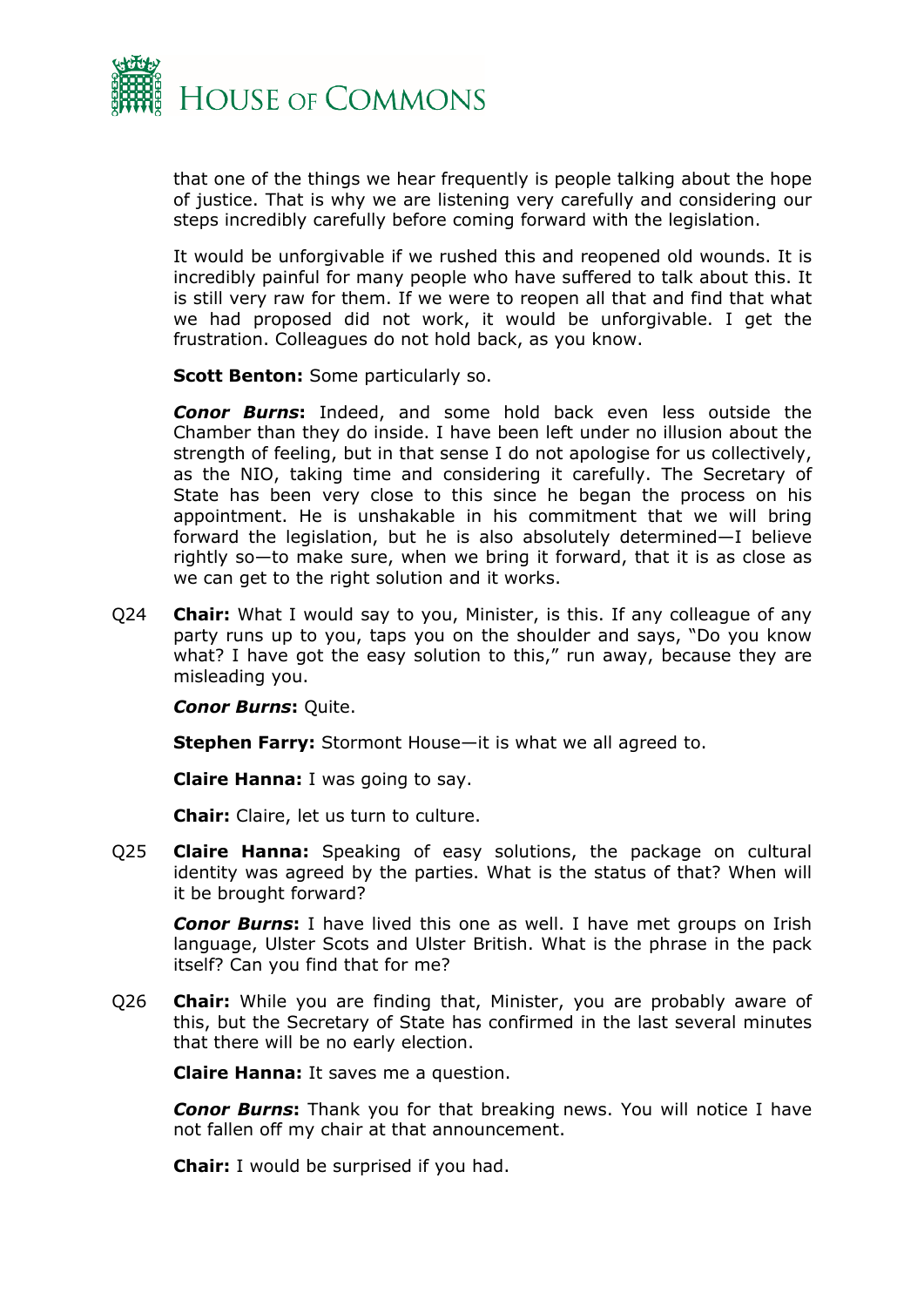that one of the things we hear frequently is people talking about the hope of justice. That is why we are listening very carefully and considering our steps incredibly carefully before coming forward with the legislation.

It would be unforgivable if we rushed this and reopened old wounds. It is incredibly painful for many people who have suffered to talk about this. It is still very raw for them. If we were to reopen all that and find that what we had proposed did not work, it would be unforgivable. I get the frustration. Colleagues do not hold back, as you know.

**Scott Benton:** Some particularly so.

***Conor Burns*:** Indeed, and some hold back even less outside the Chamber than they do inside. I have been left under no illusion about the strength of feeling, but in that sense I do not apologise for us collectively, as the NIO, taking time and considering it carefully. The Secretary of State has been very close to this since he began the process on his appointment. He is unshakable in his commitment that we will bring forward the legislation, but he is also absolutely determined—I believe rightly so—to make sure, when we bring it forward, that it is as close as we can get to the right solution and it works.

Q24 **Chair:** What I would say to you, Minister, is this. If any colleague of any party runs up to you, taps you on the shoulder and says, "Do you know what? I have got the easy solution to this," run away, because they are misleading you.

***Conor Burns*:** Quite.

**Stephen Farry:** Stormont House—it is what we all agreed to.

**Claire Hanna:** I was going to say.

**Chair:** Claire, let us turn to culture.

Q25 **Claire Hanna:** Speaking of easy solutions, the package on cultural identity was agreed by the parties. What is the status of that? When will it be brought forward?

***Conor Burns*:** I have lived this one as well. I have met groups on Irish language, Ulster Scots and Ulster British. What is the phrase in the pack itself? Can you find that for me?

Q26 **Chair:** While you are finding that, Minister, you are probably aware of this, but the Secretary of State has confirmed in the last several minutes that there will be no early election.

**Claire Hanna:** It saves me a question.

***Conor Burns*:** Thank you for that breaking news. You will notice I have not fallen off my chair at that announcement.

**Chair:** I would be surprised if you had.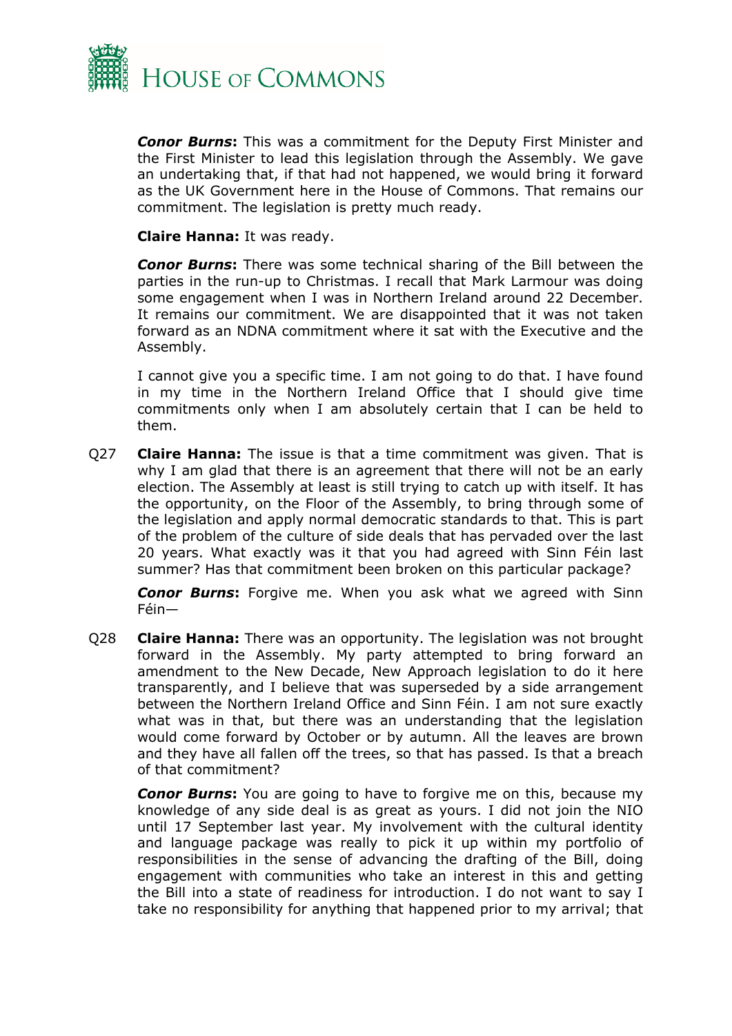***Conor Burns*****:** This was a commitment for the Deputy First Minister and the First Minister to lead this legislation through the Assembly. We gave an undertaking that, if that had not happened, we would bring it forward as the UK Government here in the House of Commons. That remains our commitment. The legislation is pretty much ready.

**Claire Hanna:** It was ready.

***Conor Burns*****:** There was some technical sharing of the Bill between the parties in the run-up to Christmas. I recall that Mark Larmour was doing some engagement when I was in Northern Ireland around 22 December. It remains our commitment. We are disappointed that it was not taken forward as an NDNA commitment where it sat with the Executive and the Assembly.

I cannot give you a specific time. I am not going to do that. I have found in my time in the Northern Ireland Office that I should give time commitments only when I am absolutely certain that I can be held to them.

Q27 **Claire Hanna:** The issue is that a time commitment was given. That is why I am glad that there is an agreement that there will not be an early election. The Assembly at least is still trying to catch up with itself. It has the opportunity, on the Floor of the Assembly, to bring through some of the legislation and apply normal democratic standards to that. This is part of the problem of the culture of side deals that has pervaded over the last 20 years. What exactly was it that you had agreed with Sinn Féin last summer? Has that commitment been broken on this particular package?

***Conor Burns*****:** Forgive me. When you ask what we agreed with Sinn Féin—

Q28 **Claire Hanna:** There was an opportunity. The legislation was not brought forward in the Assembly. My party attempted to bring forward an amendment to the New Decade, New Approach legislation to do it here transparently, and I believe that was superseded by a side arrangement between the Northern Ireland Office and Sinn Féin. I am not sure exactly what was in that, but there was an understanding that the legislation would come forward by October or by autumn. All the leaves are brown and they have all fallen off the trees, so that has passed. Is that a breach of that commitment?

***Conor Burns*****:** You are going to have to forgive me on this, because my knowledge of any side deal is as great as yours. I did not join the NIO until 17 September last year. My involvement with the cultural identity and language package was really to pick it up within my portfolio of responsibilities in the sense of advancing the drafting of the Bill, doing engagement with communities who take an interest in this and getting the Bill into a state of readiness for introduction. I do not want to say I take no responsibility for anything that happened prior to my arrival; that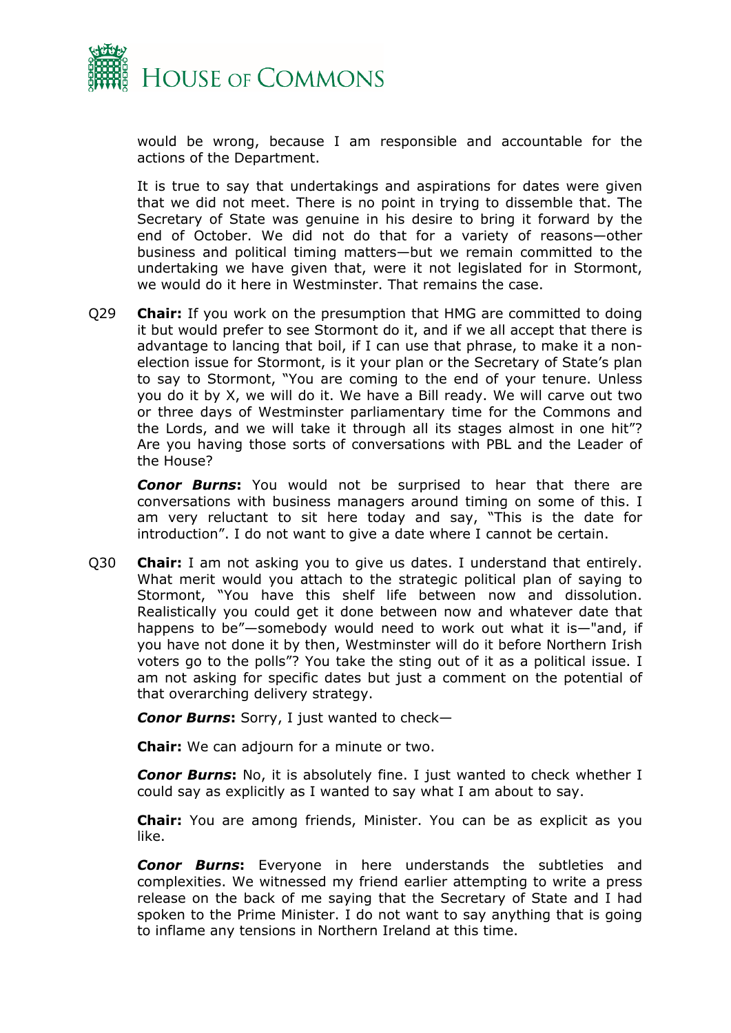would be wrong, because I am responsible and accountable for the actions of the Department.

It is true to say that undertakings and aspirations for dates were given that we did not meet. There is no point in trying to dissemble that. The Secretary of State was genuine in his desire to bring it forward by the end of October. We did not do that for a variety of reasons—other business and political timing matters—but we remain committed to the undertaking we have given that, were it not legislated for in Stormont, we would do it here in Westminster. That remains the case.

Q29 **Chair:** If you work on the presumption that HMG are committed to doing it but would prefer to see Stormont do it, and if we all accept that there is advantage to lancing that boil, if I can use that phrase, to make it a non-election issue for Stormont, is it your plan or the Secretary of State's plan to say to Stormont, "You are coming to the end of your tenure. Unless you do it by X, we will do it. We have a Bill ready. We will carve out two or three days of Westminster parliamentary time for the Commons and the Lords, and we will take it through all its stages almost in one hit"? Are you having those sorts of conversations with PBL and the Leader of the House?

***Conor Burns*:** You would not be surprised to hear that there are conversations with business managers around timing on some of this. I am very reluctant to sit here today and say, "This is the date for introduction". I do not want to give a date where I cannot be certain.

Q30 **Chair:** I am not asking you to give us dates. I understand that entirely. What merit would you attach to the strategic political plan of saying to Stormont, "You have this shelf life between now and dissolution. Realistically you could get it done between now and whatever date that happens to be"—somebody would need to work out what it is—"and, if you have not done it by then, Westminster will do it before Northern Irish voters go to the polls"? You take the sting out of it as a political issue. I am not asking for specific dates but just a comment on the potential of that overarching delivery strategy.

***Conor Burns*:** Sorry, I just wanted to check—

**Chair:** We can adjourn for a minute or two.

***Conor Burns*:** No, it is absolutely fine. I just wanted to check whether I could say as explicitly as I wanted to say what I am about to say.

**Chair:** You are among friends, Minister. You can be as explicit as you like.

***Conor Burns*:** Everyone in here understands the subtleties and complexities. We witnessed my friend earlier attempting to write a press release on the back of me saying that the Secretary of State and I had spoken to the Prime Minister. I do not want to say anything that is going to inflame any tensions in Northern Ireland at this time.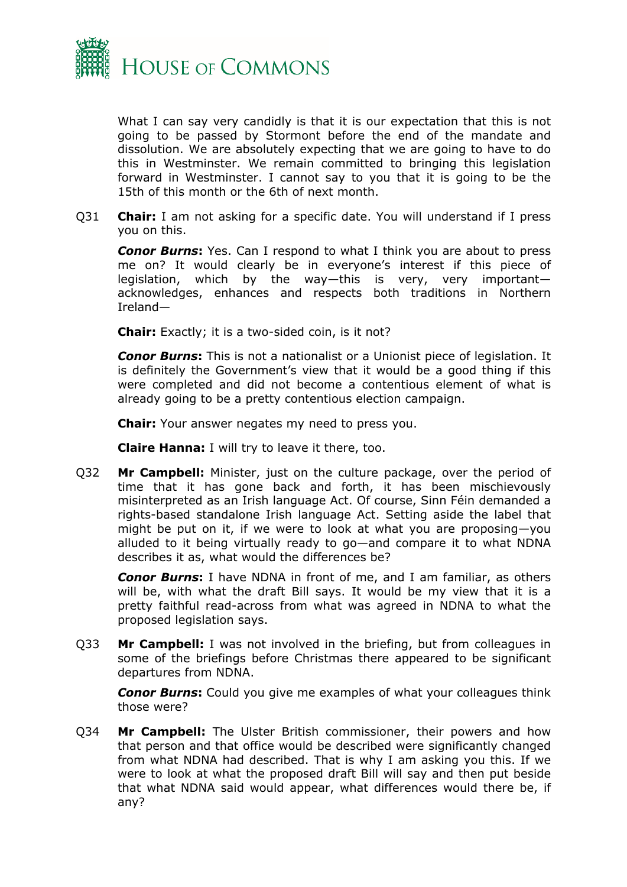What I can say very candidly is that it is our expectation that this is not going to be passed by Stormont before the end of the mandate and dissolution. We are absolutely expecting that we are going to have to do this in Westminster. We remain committed to bringing this legislation forward in Westminster. I cannot say to you that it is going to be the 15th of this month or the 6th of next month.

Q31 **Chair:** I am not asking for a specific date. You will understand if I press you on this.

***Conor Burns*:** Yes. Can I respond to what I think you are about to press me on? It would clearly be in everyone's interest if this piece of legislation, which by the way—this is very, very important—acknowledges, enhances and respects both traditions in Northern Ireland—

**Chair:** Exactly; it is a two-sided coin, is it not?

***Conor Burns*:** This is not a nationalist or a Unionist piece of legislation. It is definitely the Government's view that it would be a good thing if this were completed and did not become a contentious element of what is already going to be a pretty contentious election campaign.

**Chair:** Your answer negates my need to press you.

**Claire Hanna:** I will try to leave it there, too.

Q32 **Mr Campbell:** Minister, just on the culture package, over the period of time that it has gone back and forth, it has been mischievously misinterpreted as an Irish language Act. Of course, Sinn Féin demanded a rights-based standalone Irish language Act. Setting aside the label that might be put on it, if we were to look at what you are proposing—you alluded to it being virtually ready to go—and compare it to what NDNA describes it as, what would the differences be?

***Conor Burns*:** I have NDNA in front of me, and I am familiar, as others will be, with what the draft Bill says. It would be my view that it is a pretty faithful read-across from what was agreed in NDNA to what the proposed legislation says.

Q33 **Mr Campbell:** I was not involved in the briefing, but from colleagues in some of the briefings before Christmas there appeared to be significant departures from NDNA.

***Conor Burns*:** Could you give me examples of what your colleagues think those were?

Q34 **Mr Campbell:** The Ulster British commissioner, their powers and how that person and that office would be described were significantly changed from what NDNA had described. That is why I am asking you this. If we were to look at what the proposed draft Bill will say and then put beside that what NDNA said would appear, what differences would there be, if any?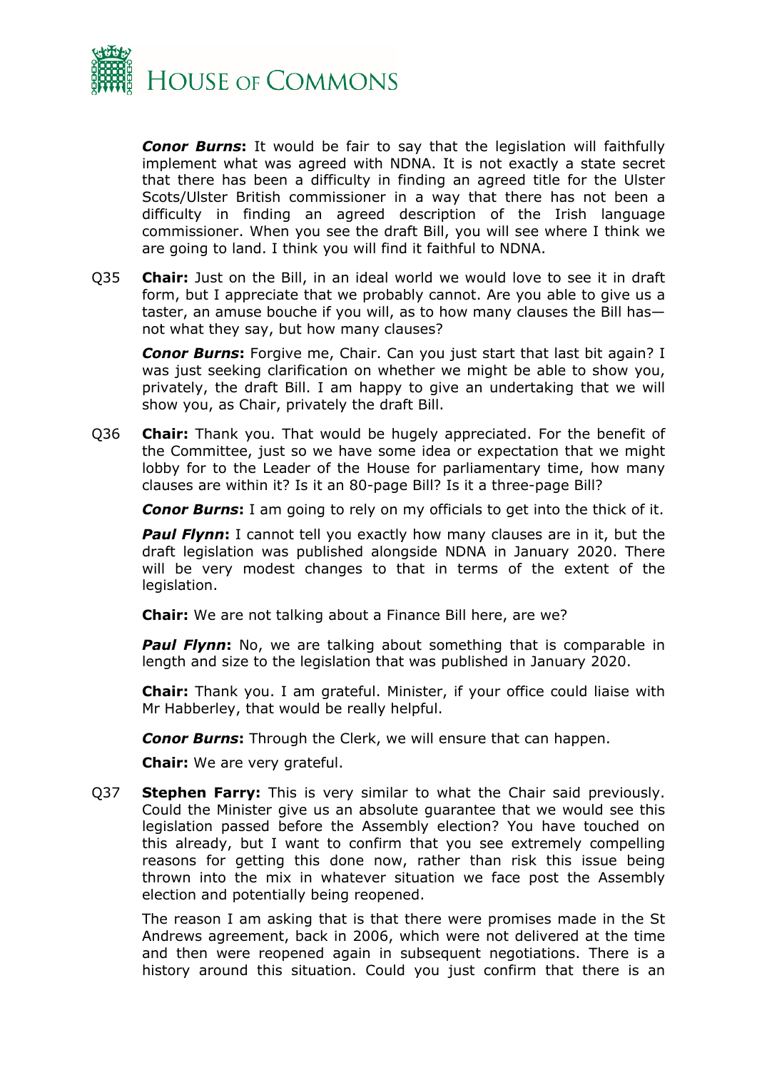***Conor Burns*:** It would be fair to say that the legislation will faithfully implement what was agreed with NDNA. It is not exactly a state secret that there has been a difficulty in finding an agreed title for the Ulster Scots/Ulster British commissioner in a way that there has not been a difficulty in finding an agreed description of the Irish language commissioner. When you see the draft Bill, you will see where I think we are going to land. I think you will find it faithful to NDNA.

Q35 **Chair:** Just on the Bill, in an ideal world we would love to see it in draft form, but I appreciate that we probably cannot. Are you able to give us a taster, an amuse bouche if you will, as to how many clauses the Bill has—not what they say, but how many clauses?

***Conor Burns*:** Forgive me, Chair. Can you just start that last bit again? I was just seeking clarification on whether we might be able to show you, privately, the draft Bill. I am happy to give an undertaking that we will show you, as Chair, privately the draft Bill.

Q36 **Chair:** Thank you. That would be hugely appreciated. For the benefit of the Committee, just so we have some idea or expectation that we might lobby for to the Leader of the House for parliamentary time, how many clauses are within it? Is it an 80-page Bill? Is it a three-page Bill?

***Conor Burns*:** I am going to rely on my officials to get into the thick of it.

***Paul Flynn*:** I cannot tell you exactly how many clauses are in it, but the draft legislation was published alongside NDNA in January 2020. There will be very modest changes to that in terms of the extent of the legislation.

**Chair:** We are not talking about a Finance Bill here, are we?

***Paul Flynn*:** No, we are talking about something that is comparable in length and size to the legislation that was published in January 2020.

**Chair:** Thank you. I am grateful. Minister, if your office could liaise with Mr Habberley, that would be really helpful.

***Conor Burns*:** Through the Clerk, we will ensure that can happen.

**Chair:** We are very grateful.

Q37 **Stephen Farry:** This is very similar to what the Chair said previously. Could the Minister give us an absolute guarantee that we would see this legislation passed before the Assembly election? You have touched on this already, but I want to confirm that you see extremely compelling reasons for getting this done now, rather than risk this issue being thrown into the mix in whatever situation we face post the Assembly election and potentially being reopened.

The reason I am asking that is that there were promises made in the St Andrews agreement, back in 2006, which were not delivered at the time and then were reopened again in subsequent negotiations. There is a history around this situation. Could you just confirm that there is an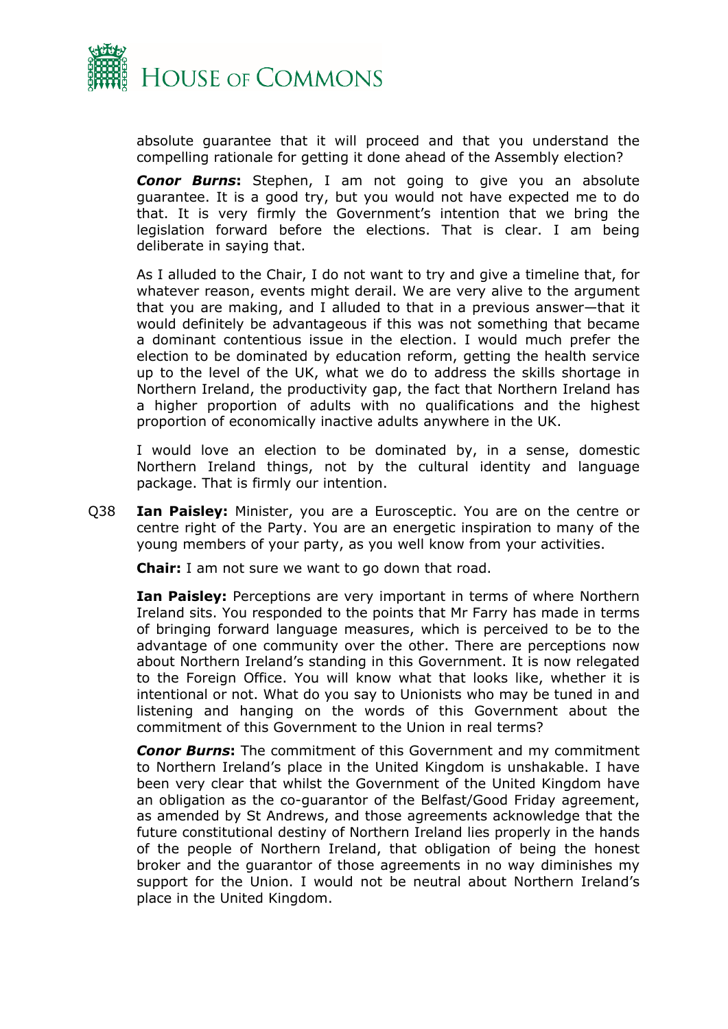absolute guarantee that it will proceed and that you understand the compelling rationale for getting it done ahead of the Assembly election?

***Conor Burns*:** Stephen, I am not going to give you an absolute guarantee. It is a good try, but you would not have expected me to do that. It is very firmly the Government's intention that we bring the legislation forward before the elections. That is clear. I am being deliberate in saying that.

As I alluded to the Chair, I do not want to try and give a timeline that, for whatever reason, events might derail. We are very alive to the argument that you are making, and I alluded to that in a previous answer—that it would definitely be advantageous if this was not something that became a dominant contentious issue in the election. I would much prefer the election to be dominated by education reform, getting the health service up to the level of the UK, what we do to address the skills shortage in Northern Ireland, the productivity gap, the fact that Northern Ireland has a higher proportion of adults with no qualifications and the highest proportion of economically inactive adults anywhere in the UK.

I would love an election to be dominated by, in a sense, domestic Northern Ireland things, not by the cultural identity and language package. That is firmly our intention.

Q38 **Ian Paisley:** Minister, you are a Eurosceptic. You are on the centre or centre right of the Party. You are an energetic inspiration to many of the young members of your party, as you well know from your activities.

**Chair:** I am not sure we want to go down that road.

**Ian Paisley:** Perceptions are very important in terms of where Northern Ireland sits. You responded to the points that Mr Farry has made in terms of bringing forward language measures, which is perceived to be to the advantage of one community over the other. There are perceptions now about Northern Ireland's standing in this Government. It is now relegated to the Foreign Office. You will know what that looks like, whether it is intentional or not. What do you say to Unionists who may be tuned in and listening and hanging on the words of this Government about the commitment of this Government to the Union in real terms?

***Conor Burns*:** The commitment of this Government and my commitment to Northern Ireland's place in the United Kingdom is unshakable. I have been very clear that whilst the Government of the United Kingdom have an obligation as the co-guarantor of the Belfast/Good Friday agreement, as amended by St Andrews, and those agreements acknowledge that the future constitutional destiny of Northern Ireland lies properly in the hands of the people of Northern Ireland, that obligation of being the honest broker and the guarantor of those agreements in no way diminishes my support for the Union. I would not be neutral about Northern Ireland's place in the United Kingdom.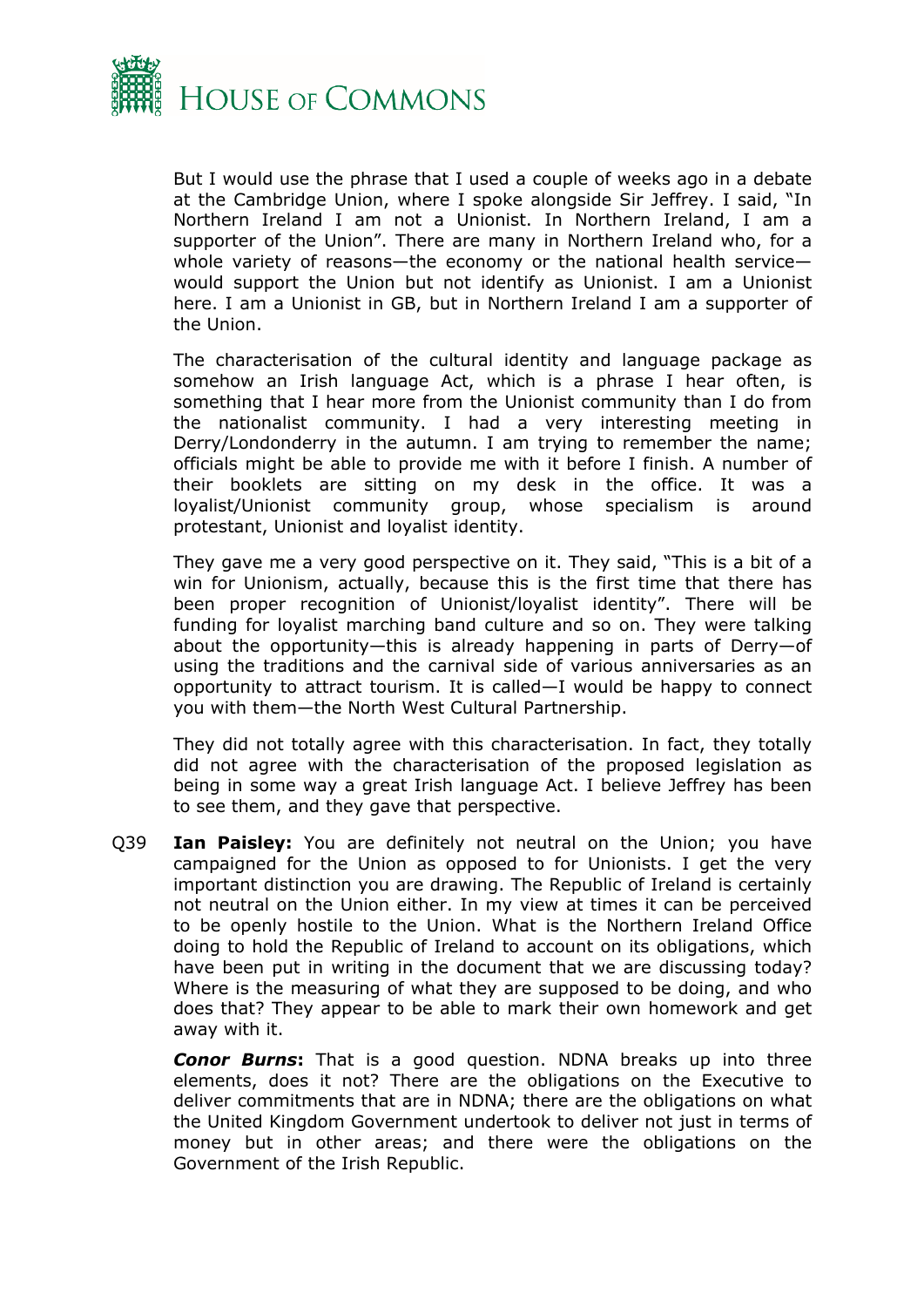But I would use the phrase that I used a couple of weeks ago in a debate at the Cambridge Union, where I spoke alongside Sir Jeffrey. I said, "In Northern Ireland I am not a Unionist. In Northern Ireland, I am a supporter of the Union". There are many in Northern Ireland who, for a whole variety of reasons—the economy or the national health service—would support the Union but not identify as Unionist. I am a Unionist here. I am a Unionist in GB, but in Northern Ireland I am a supporter of the Union.

The characterisation of the cultural identity and language package as somehow an Irish language Act, which is a phrase I hear often, is something that I hear more from the Unionist community than I do from the nationalist community. I had a very interesting meeting in Derry/Londonderry in the autumn. I am trying to remember the name; officials might be able to provide me with it before I finish. A number of their booklets are sitting on my desk in the office. It was a loyalist/Unionist community group, whose specialism is around protestant, Unionist and loyalist identity.

They gave me a very good perspective on it. They said, "This is a bit of a win for Unionism, actually, because this is the first time that there has been proper recognition of Unionist/loyalist identity". There will be funding for loyalist marching band culture and so on. They were talking about the opportunity—this is already happening in parts of Derry—of using the traditions and the carnival side of various anniversaries as an opportunity to attract tourism. It is called—I would be happy to connect you with them—the North West Cultural Partnership.

They did not totally agree with this characterisation. In fact, they totally did not agree with the characterisation of the proposed legislation as being in some way a great Irish language Act. I believe Jeffrey has been to see them, and they gave that perspective.

Q39 **Ian Paisley:** You are definitely not neutral on the Union; you have campaigned for the Union as opposed to for Unionists. I get the very important distinction you are drawing. The Republic of Ireland is certainly not neutral on the Union either. In my view at times it can be perceived to be openly hostile to the Union. What is the Northern Ireland Office doing to hold the Republic of Ireland to account on its obligations, which have been put in writing in the document that we are discussing today? Where is the measuring of what they are supposed to be doing, and who does that? They appear to be able to mark their own homework and get away with it.

***Conor Burns*:** That is a good question. NDNA breaks up into three elements, does it not? There are the obligations on the Executive to deliver commitments that are in NDNA; there are the obligations on what the United Kingdom Government undertook to deliver not just in terms of money but in other areas; and there were the obligations on the Government of the Irish Republic.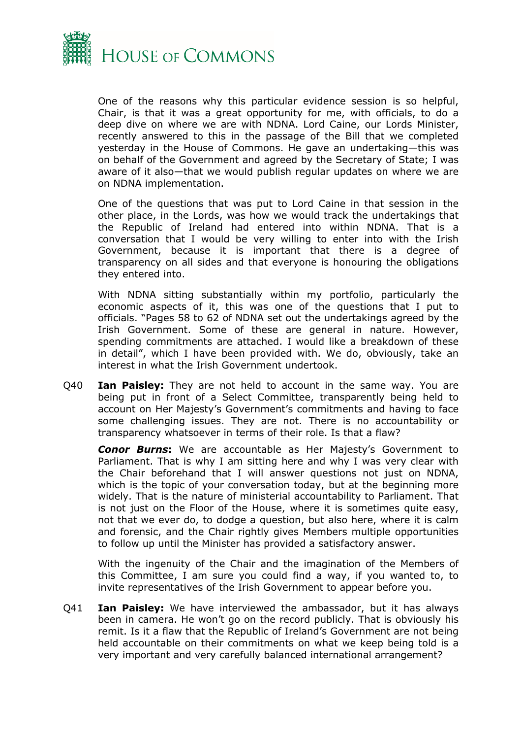One of the reasons why this particular evidence session is so helpful, Chair, is that it was a great opportunity for me, with officials, to do a deep dive on where we are with NDNA. Lord Caine, our Lords Minister, recently answered to this in the passage of the Bill that we completed yesterday in the House of Commons. He gave an undertaking—this was on behalf of the Government and agreed by the Secretary of State; I was aware of it also—that we would publish regular updates on where we are on NDNA implementation.

One of the questions that was put to Lord Caine in that session in the other place, in the Lords, was how we would track the undertakings that the Republic of Ireland had entered into within NDNA. That is a conversation that I would be very willing to enter into with the Irish Government, because it is important that there is a degree of transparency on all sides and that everyone is honouring the obligations they entered into.

With NDNA sitting substantially within my portfolio, particularly the economic aspects of it, this was one of the questions that I put to officials. "Pages 58 to 62 of NDNA set out the undertakings agreed by the Irish Government. Some of these are general in nature. However, spending commitments are attached. I would like a breakdown of these in detail", which I have been provided with. We do, obviously, take an interest in what the Irish Government undertook.

Q40 **Ian Paisley:** They are not held to account in the same way. You are being put in front of a Select Committee, transparently being held to account on Her Majesty's Government's commitments and having to face some challenging issues. They are not. There is no accountability or transparency whatsoever in terms of their role. Is that a flaw?

***Conor Burns*:** We are accountable as Her Majesty's Government to Parliament. That is why I am sitting here and why I was very clear with the Chair beforehand that I will answer questions not just on NDNA, which is the topic of your conversation today, but at the beginning more widely. That is the nature of ministerial accountability to Parliament. That is not just on the Floor of the House, where it is sometimes quite easy, not that we ever do, to dodge a question, but also here, where it is calm and forensic, and the Chair rightly gives Members multiple opportunities to follow up until the Minister has provided a satisfactory answer.

With the ingenuity of the Chair and the imagination of the Members of this Committee, I am sure you could find a way, if you wanted to, to invite representatives of the Irish Government to appear before you.

Q41 **Ian Paisley:** We have interviewed the ambassador, but it has always been in camera. He won't go on the record publicly. That is obviously his remit. Is it a flaw that the Republic of Ireland's Government are not being held accountable on their commitments on what we keep being told is a very important and very carefully balanced international arrangement?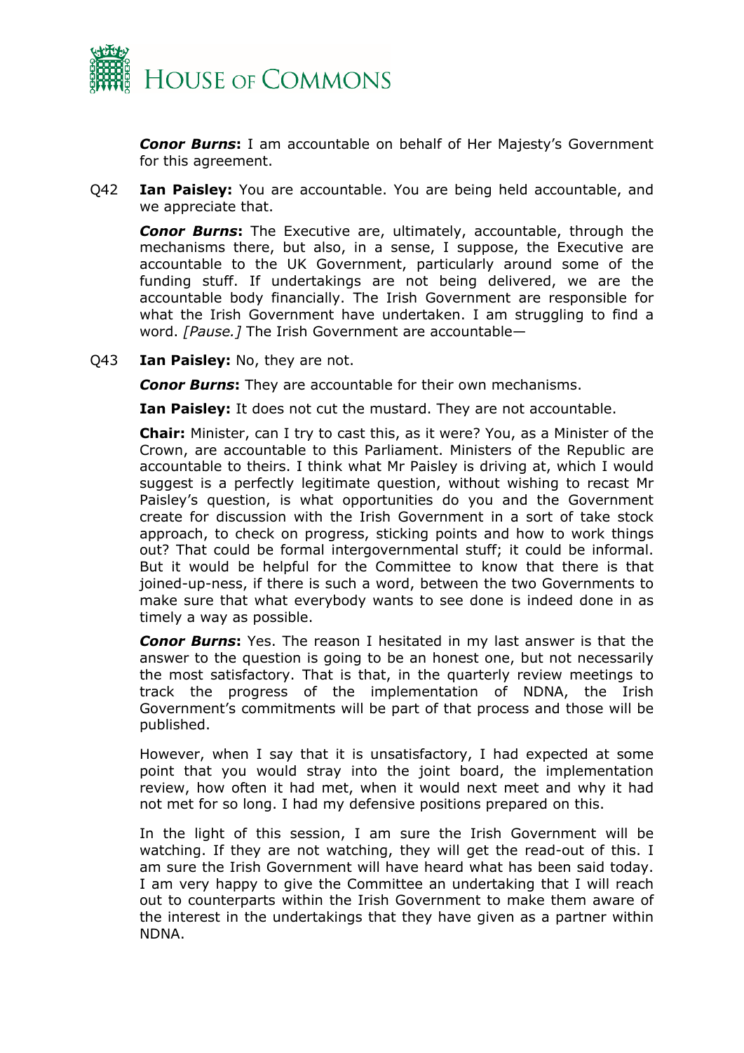***Conor Burns*:** I am accountable on behalf of Her Majesty's Government for this agreement.

Q42 **Ian Paisley:** You are accountable. You are being held accountable, and we appreciate that.

***Conor Burns*:** The Executive are, ultimately, accountable, through the mechanisms there, but also, in a sense, I suppose, the Executive are accountable to the UK Government, particularly around some of the funding stuff. If undertakings are not being delivered, we are the accountable body financially. The Irish Government are responsible for what the Irish Government have undertaken. I am struggling to find a word. *[Pause.]* The Irish Government are accountable—

Q43 **Ian Paisley:** No, they are not.

***Conor Burns*:** They are accountable for their own mechanisms.

**Ian Paisley:** It does not cut the mustard. They are not accountable.

**Chair:** Minister, can I try to cast this, as it were? You, as a Minister of the Crown, are accountable to this Parliament. Ministers of the Republic are accountable to theirs. I think what Mr Paisley is driving at, which I would suggest is a perfectly legitimate question, without wishing to recast Mr Paisley's question, is what opportunities do you and the Government create for discussion with the Irish Government in a sort of take stock approach, to check on progress, sticking points and how to work things out? That could be formal intergovernmental stuff; it could be informal. But it would be helpful for the Committee to know that there is that joined-up-ness, if there is such a word, between the two Governments to make sure that what everybody wants to see done is indeed done in as timely a way as possible.

***Conor Burns*:** Yes. The reason I hesitated in my last answer is that the answer to the question is going to be an honest one, but not necessarily the most satisfactory. That is that, in the quarterly review meetings to track the progress of the implementation of NDNA, the Irish Government's commitments will be part of that process and those will be published.

However, when I say that it is unsatisfactory, I had expected at some point that you would stray into the joint board, the implementation review, how often it had met, when it would next meet and why it had not met for so long. I had my defensive positions prepared on this.

In the light of this session, I am sure the Irish Government will be watching. If they are not watching, they will get the read-out of this. I am sure the Irish Government will have heard what has been said today. I am very happy to give the Committee an undertaking that I will reach out to counterparts within the Irish Government to make them aware of the interest in the undertakings that they have given as a partner within NDNA.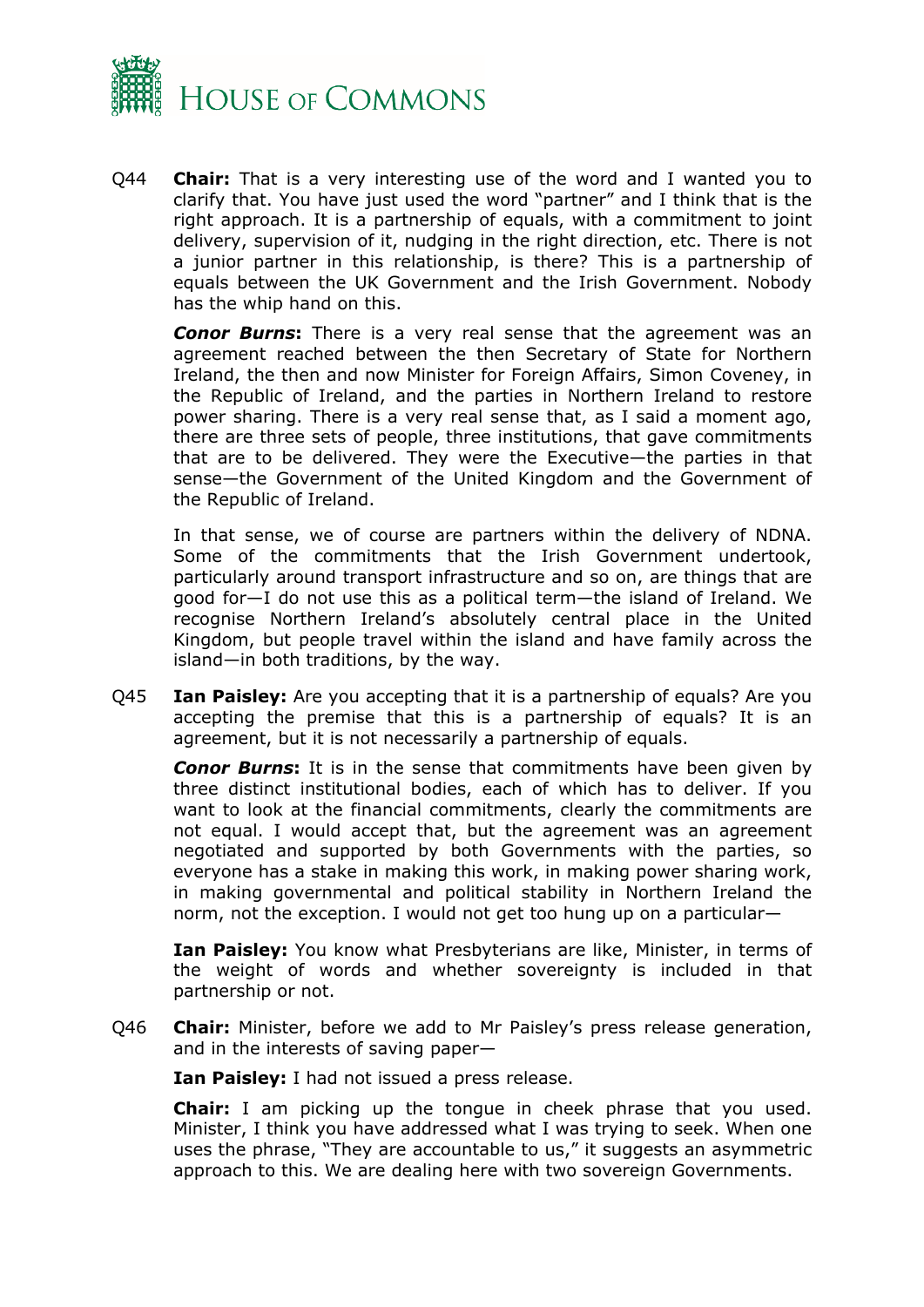Q44 **Chair:** That is a very interesting use of the word and I wanted you to clarify that. You have just used the word "partner" and I think that is the right approach. It is a partnership of equals, with a commitment to joint delivery, supervision of it, nudging in the right direction, etc. There is not a junior partner in this relationship, is there? This is a partnership of equals between the UK Government and the Irish Government. Nobody has the whip hand on this.

***Conor Burns*****:** There is a very real sense that the agreement was an agreement reached between the then Secretary of State for Northern Ireland, the then and now Minister for Foreign Affairs, Simon Coveney, in the Republic of Ireland, and the parties in Northern Ireland to restore power sharing. There is a very real sense that, as I said a moment ago, there are three sets of people, three institutions, that gave commitments that are to be delivered. They were the Executive—the parties in that sense—the Government of the United Kingdom and the Government of the Republic of Ireland.

In that sense, we of course are partners within the delivery of NDNA. Some of the commitments that the Irish Government undertook, particularly around transport infrastructure and so on, are things that are good for—I do not use this as a political term—the island of Ireland. We recognise Northern Ireland's absolutely central place in the United Kingdom, but people travel within the island and have family across the island—in both traditions, by the way.

Q45 **Ian Paisley:** Are you accepting that it is a partnership of equals? Are you accepting the premise that this is a partnership of equals? It is an agreement, but it is not necessarily a partnership of equals.

***Conor Burns*****:** It is in the sense that commitments have been given by three distinct institutional bodies, each of which has to deliver. If you want to look at the financial commitments, clearly the commitments are not equal. I would accept that, but the agreement was an agreement negotiated and supported by both Governments with the parties, so everyone has a stake in making this work, in making power sharing work, in making governmental and political stability in Northern Ireland the norm, not the exception. I would not get too hung up on a particular—

**Ian Paisley:** You know what Presbyterians are like, Minister, in terms of the weight of words and whether sovereignty is included in that partnership or not.

Q46 **Chair:** Minister, before we add to Mr Paisley's press release generation, and in the interests of saving paper—

**Ian Paisley:** I had not issued a press release.

**Chair:** I am picking up the tongue in cheek phrase that you used. Minister, I think you have addressed what I was trying to seek. When one uses the phrase, "They are accountable to us," it suggests an asymmetric approach to this. We are dealing here with two sovereign Governments.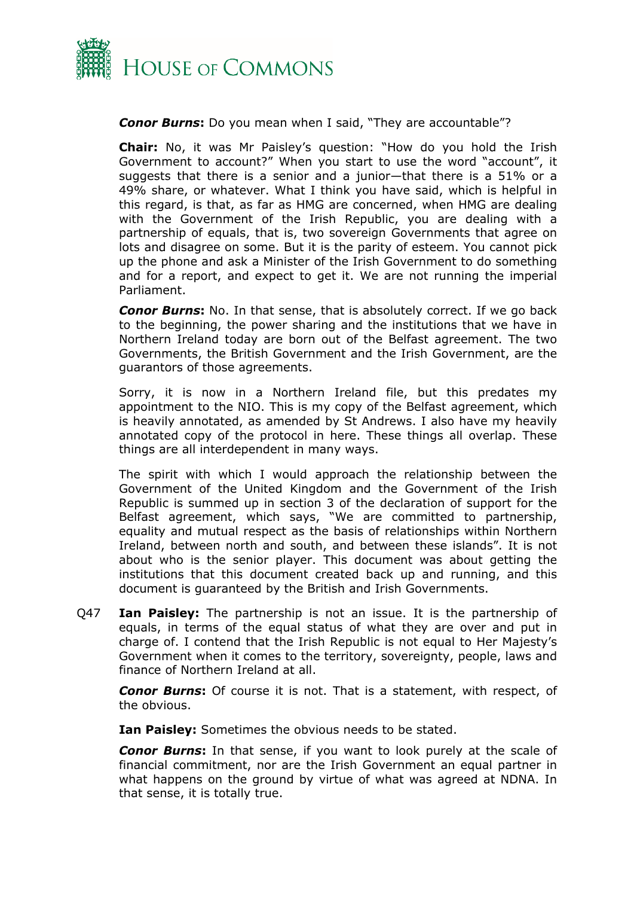***Conor Burns*:** Do you mean when I said, "They are accountable"?

**Chair:** No, it was Mr Paisley's question: "How do you hold the Irish Government to account?" When you start to use the word "account", it suggests that there is a senior and a junior—that there is a 51% or a 49% share, or whatever. What I think you have said, which is helpful in this regard, is that, as far as HMG are concerned, when HMG are dealing with the Government of the Irish Republic, you are dealing with a partnership of equals, that is, two sovereign Governments that agree on lots and disagree on some. But it is the parity of esteem. You cannot pick up the phone and ask a Minister of the Irish Government to do something and for a report, and expect to get it. We are not running the imperial Parliament.

***Conor Burns*:** No. In that sense, that is absolutely correct. If we go back to the beginning, the power sharing and the institutions that we have in Northern Ireland today are born out of the Belfast agreement. The two Governments, the British Government and the Irish Government, are the guarantors of those agreements.

Sorry, it is now in a Northern Ireland file, but this predates my appointment to the NIO. This is my copy of the Belfast agreement, which is heavily annotated, as amended by St Andrews. I also have my heavily annotated copy of the protocol in here. These things all overlap. These things are all interdependent in many ways.

The spirit with which I would approach the relationship between the Government of the United Kingdom and the Government of the Irish Republic is summed up in section 3 of the declaration of support for the Belfast agreement, which says, "We are committed to partnership, equality and mutual respect as the basis of relationships within Northern Ireland, between north and south, and between these islands". It is not about who is the senior player. This document was about getting the institutions that this document created back up and running, and this document is guaranteed by the British and Irish Governments.

Q47 **Ian Paisley:** The partnership is not an issue. It is the partnership of equals, in terms of the equal status of what they are over and put in charge of. I contend that the Irish Republic is not equal to Her Majesty's Government when it comes to the territory, sovereignty, people, laws and finance of Northern Ireland at all.

***Conor Burns*:** Of course it is not. That is a statement, with respect, of the obvious.

**Ian Paisley:** Sometimes the obvious needs to be stated.

***Conor Burns*:** In that sense, if you want to look purely at the scale of financial commitment, nor are the Irish Government an equal partner in what happens on the ground by virtue of what was agreed at NDNA. In that sense, it is totally true.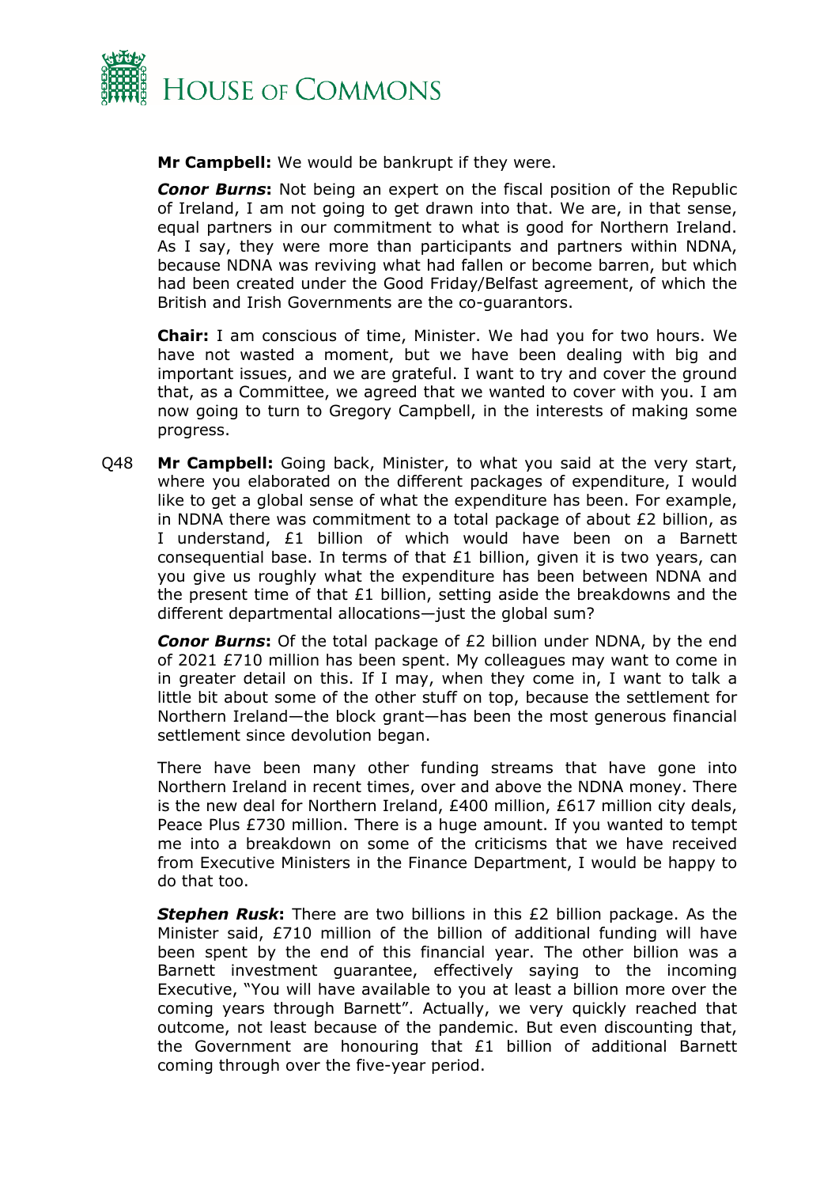**Mr Campbell:** We would be bankrupt if they were.

***Conor Burns*:** Not being an expert on the fiscal position of the Republic of Ireland, I am not going to get drawn into that. We are, in that sense, equal partners in our commitment to what is good for Northern Ireland. As I say, they were more than participants and partners within NDNA, because NDNA was reviving what had fallen or become barren, but which had been created under the Good Friday/Belfast agreement, of which the British and Irish Governments are the co-guarantors.

**Chair:** I am conscious of time, Minister. We had you for two hours. We have not wasted a moment, but we have been dealing with big and important issues, and we are grateful. I want to try and cover the ground that, as a Committee, we agreed that we wanted to cover with you. I am now going to turn to Gregory Campbell, in the interests of making some progress.

Q48 **Mr Campbell:** Going back, Minister, to what you said at the very start, where you elaborated on the different packages of expenditure, I would like to get a global sense of what the expenditure has been. For example, in NDNA there was commitment to a total package of about £2 billion, as I understand, £1 billion of which would have been on a Barnett consequential base. In terms of that £1 billion, given it is two years, can you give us roughly what the expenditure has been between NDNA and the present time of that £1 billion, setting aside the breakdowns and the different departmental allocations—just the global sum?

***Conor Burns*:** Of the total package of £2 billion under NDNA, by the end of 2021 £710 million has been spent. My colleagues may want to come in in greater detail on this. If I may, when they come in, I want to talk a little bit about some of the other stuff on top, because the settlement for Northern Ireland—the block grant—has been the most generous financial settlement since devolution began.

There have been many other funding streams that have gone into Northern Ireland in recent times, over and above the NDNA money. There is the new deal for Northern Ireland, £400 million, £617 million city deals, Peace Plus £730 million. There is a huge amount. If you wanted to tempt me into a breakdown on some of the criticisms that we have received from Executive Ministers in the Finance Department, I would be happy to do that too.

***Stephen Rusk*:** There are two billions in this £2 billion package. As the Minister said, £710 million of the billion of additional funding will have been spent by the end of this financial year. The other billion was a Barnett investment guarantee, effectively saying to the incoming Executive, "You will have available to you at least a billion more over the coming years through Barnett". Actually, we very quickly reached that outcome, not least because of the pandemic. But even discounting that, the Government are honouring that £1 billion of additional Barnett coming through over the five-year period.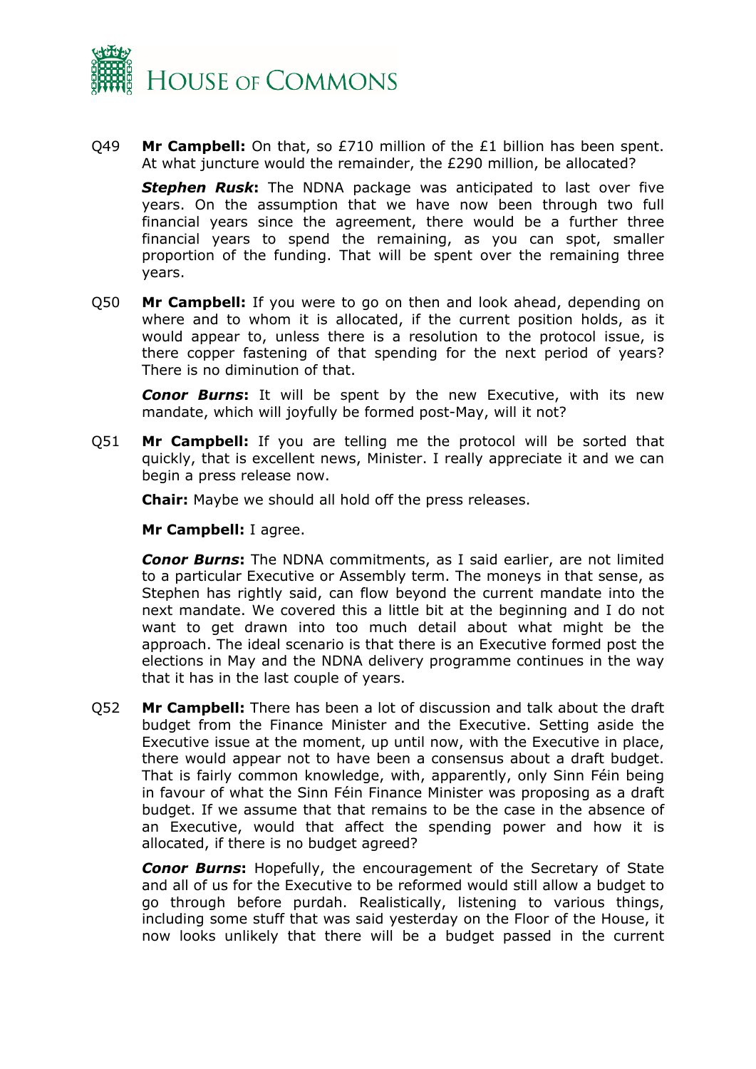Q49 **Mr Campbell:** On that, so £710 million of the £1 billion has been spent. At what juncture would the remainder, the £290 million, be allocated?

***Stephen Rusk*:** The NDNA package was anticipated to last over five years. On the assumption that we have now been through two full financial years since the agreement, there would be a further three financial years to spend the remaining, as you can spot, smaller proportion of the funding. That will be spent over the remaining three years.

Q50 **Mr Campbell:** If you were to go on then and look ahead, depending on where and to whom it is allocated, if the current position holds, as it would appear to, unless there is a resolution to the protocol issue, is there copper fastening of that spending for the next period of years? There is no diminution of that.

***Conor Burns*:** It will be spent by the new Executive, with its new mandate, which will joyfully be formed post-May, will it not?

Q51 **Mr Campbell:** If you are telling me the protocol will be sorted that quickly, that is excellent news, Minister. I really appreciate it and we can begin a press release now.

**Chair:** Maybe we should all hold off the press releases.

**Mr Campbell:** I agree.

***Conor Burns*:** The NDNA commitments, as I said earlier, are not limited to a particular Executive or Assembly term. The moneys in that sense, as Stephen has rightly said, can flow beyond the current mandate into the next mandate. We covered this a little bit at the beginning and I do not want to get drawn into too much detail about what might be the approach. The ideal scenario is that there is an Executive formed post the elections in May and the NDNA delivery programme continues in the way that it has in the last couple of years.

Q52 **Mr Campbell:** There has been a lot of discussion and talk about the draft budget from the Finance Minister and the Executive. Setting aside the Executive issue at the moment, up until now, with the Executive in place, there would appear not to have been a consensus about a draft budget. That is fairly common knowledge, with, apparently, only Sinn Féin being in favour of what the Sinn Féin Finance Minister was proposing as a draft budget. If we assume that that remains to be the case in the absence of an Executive, would that affect the spending power and how it is allocated, if there is no budget agreed?

***Conor Burns*:** Hopefully, the encouragement of the Secretary of State and all of us for the Executive to be reformed would still allow a budget to go through before purdah. Realistically, listening to various things, including some stuff that was said yesterday on the Floor of the House, it now looks unlikely that there will be a budget passed in the current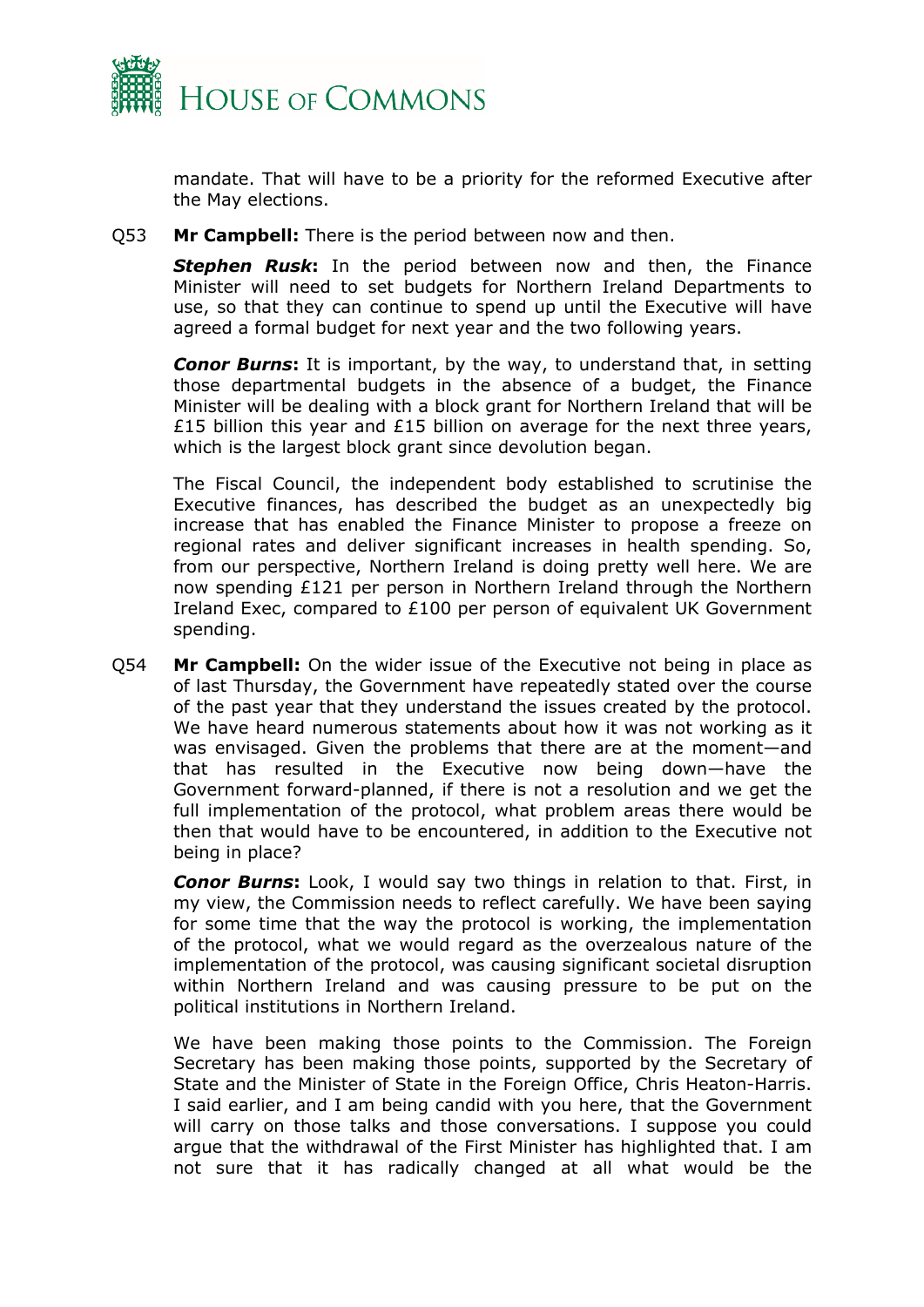mandate. That will have to be a priority for the reformed Executive after the May elections.

Q53 **Mr Campbell:** There is the period between now and then.

***Stephen Rusk*:** In the period between now and then, the Finance Minister will need to set budgets for Northern Ireland Departments to use, so that they can continue to spend up until the Executive will have agreed a formal budget for next year and the two following years.

***Conor Burns*:** It is important, by the way, to understand that, in setting those departmental budgets in the absence of a budget, the Finance Minister will be dealing with a block grant for Northern Ireland that will be £15 billion this year and £15 billion on average for the next three years, which is the largest block grant since devolution began.

The Fiscal Council, the independent body established to scrutinise the Executive finances, has described the budget as an unexpectedly big increase that has enabled the Finance Minister to propose a freeze on regional rates and deliver significant increases in health spending. So, from our perspective, Northern Ireland is doing pretty well here. We are now spending £121 per person in Northern Ireland through the Northern Ireland Exec, compared to £100 per person of equivalent UK Government spending.

Q54 **Mr Campbell:** On the wider issue of the Executive not being in place as of last Thursday, the Government have repeatedly stated over the course of the past year that they understand the issues created by the protocol. We have heard numerous statements about how it was not working as it was envisaged. Given the problems that there are at the moment—and that has resulted in the Executive now being down—have the Government forward-planned, if there is not a resolution and we get the full implementation of the protocol, what problem areas there would be then that would have to be encountered, in addition to the Executive not being in place?

***Conor Burns*:** Look, I would say two things in relation to that. First, in my view, the Commission needs to reflect carefully. We have been saying for some time that the way the protocol is working, the implementation of the protocol, what we would regard as the overzealous nature of the implementation of the protocol, was causing significant societal disruption within Northern Ireland and was causing pressure to be put on the political institutions in Northern Ireland.

We have been making those points to the Commission. The Foreign Secretary has been making those points, supported by the Secretary of State and the Minister of State in the Foreign Office, Chris Heaton-Harris. I said earlier, and I am being candid with you here, that the Government will carry on those talks and those conversations. I suppose you could argue that the withdrawal of the First Minister has highlighted that. I am not sure that it has radically changed at all what would be the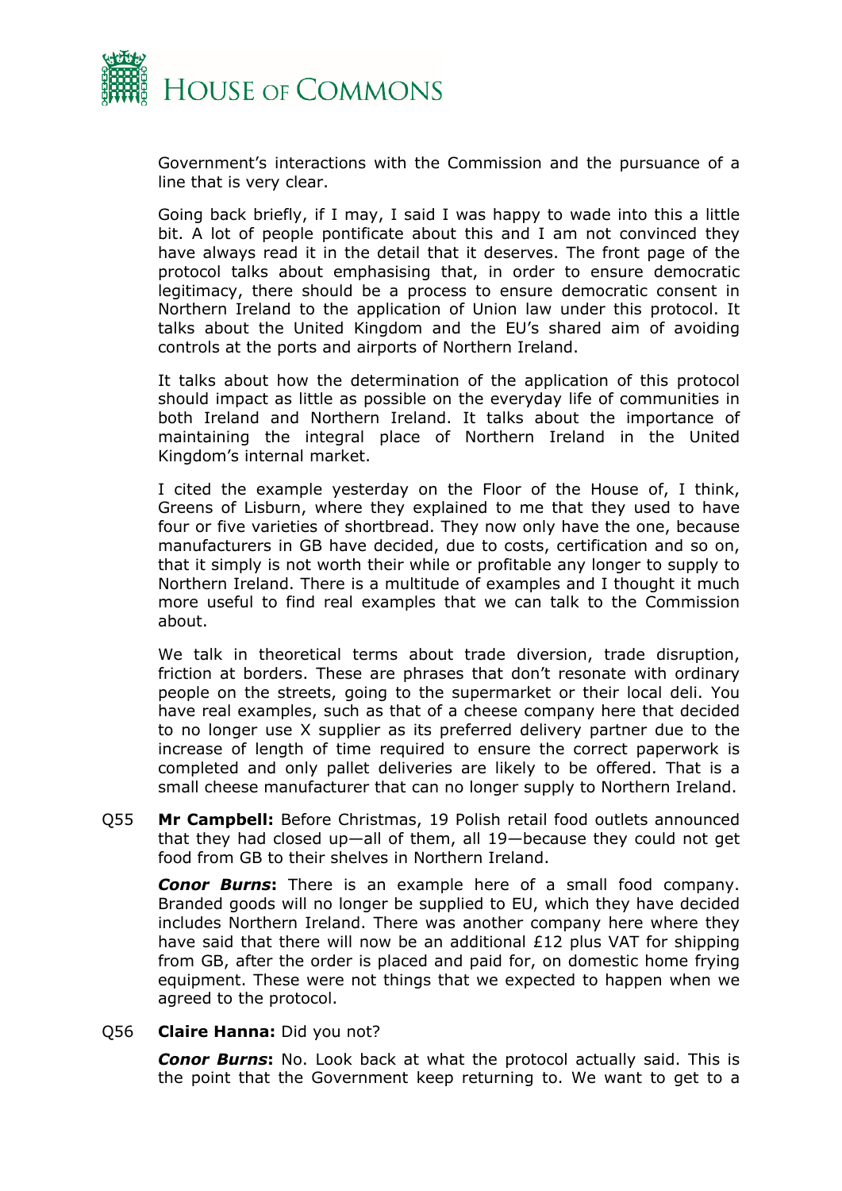Government's interactions with the Commission and the pursuance of a line that is very clear.

Going back briefly, if I may, I said I was happy to wade into this a little bit. A lot of people pontificate about this and I am not convinced they have always read it in the detail that it deserves. The front page of the protocol talks about emphasising that, in order to ensure democratic legitimacy, there should be a process to ensure democratic consent in Northern Ireland to the application of Union law under this protocol. It talks about the United Kingdom and the EU's shared aim of avoiding controls at the ports and airports of Northern Ireland.

It talks about how the determination of the application of this protocol should impact as little as possible on the everyday life of communities in both Ireland and Northern Ireland. It talks about the importance of maintaining the integral place of Northern Ireland in the United Kingdom's internal market.

I cited the example yesterday on the Floor of the House of, I think, Greens of Lisburn, where they explained to me that they used to have four or five varieties of shortbread. They now only have the one, because manufacturers in GB have decided, due to costs, certification and so on, that it simply is not worth their while or profitable any longer to supply to Northern Ireland. There is a multitude of examples and I thought it much more useful to find real examples that we can talk to the Commission about.

We talk in theoretical terms about trade diversion, trade disruption, friction at borders. These are phrases that don't resonate with ordinary people on the streets, going to the supermarket or their local deli. You have real examples, such as that of a cheese company here that decided to no longer use X supplier as its preferred delivery partner due to the increase of length of time required to ensure the correct paperwork is completed and only pallet deliveries are likely to be offered. That is a small cheese manufacturer that can no longer supply to Northern Ireland.

Q55 **Mr Campbell:** Before Christmas, 19 Polish retail food outlets announced that they had closed up—all of them, all 19—because they could not get food from GB to their shelves in Northern Ireland.

***Conor Burns*:** There is an example here of a small food company. Branded goods will no longer be supplied to EU, which they have decided includes Northern Ireland. There was another company here where they have said that there will now be an additional £12 plus VAT for shipping from GB, after the order is placed and paid for, on domestic home frying equipment. These were not things that we expected to happen when we agreed to the protocol.

Q56 **Claire Hanna:** Did you not?

***Conor Burns*:** No. Look back at what the protocol actually said. This is the point that the Government keep returning to. We want to get to a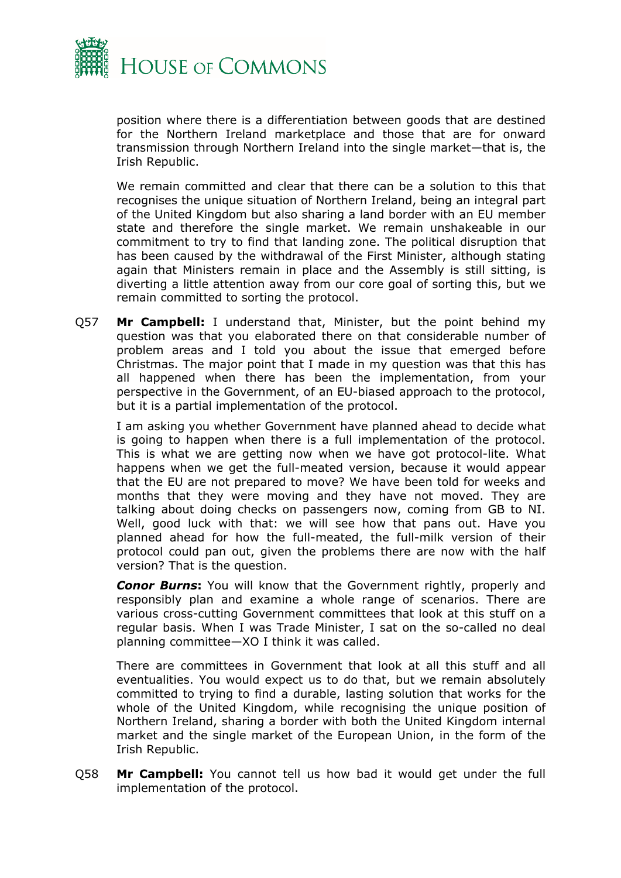position where there is a differentiation between goods that are destined for the Northern Ireland marketplace and those that are for onward transmission through Northern Ireland into the single market—that is, the Irish Republic.

We remain committed and clear that there can be a solution to this that recognises the unique situation of Northern Ireland, being an integral part of the United Kingdom but also sharing a land border with an EU member state and therefore the single market. We remain unshakeable in our commitment to try to find that landing zone. The political disruption that has been caused by the withdrawal of the First Minister, although stating again that Ministers remain in place and the Assembly is still sitting, is diverting a little attention away from our core goal of sorting this, but we remain committed to sorting the protocol.

Q57 **Mr Campbell:** I understand that, Minister, but the point behind my question was that you elaborated there on that considerable number of problem areas and I told you about the issue that emerged before Christmas. The major point that I made in my question was that this has all happened when there has been the implementation, from your perspective in the Government, of an EU-biased approach to the protocol, but it is a partial implementation of the protocol.

I am asking you whether Government have planned ahead to decide what is going to happen when there is a full implementation of the protocol. This is what we are getting now when we have got protocol-lite. What happens when we get the full-meated version, because it would appear that the EU are not prepared to move? We have been told for weeks and months that they were moving and they have not moved. They are talking about doing checks on passengers now, coming from GB to NI. Well, good luck with that: we will see how that pans out. Have you planned ahead for how the full-meated, the full-milk version of their protocol could pan out, given the problems there are now with the half version? That is the question.

***Conor Burns*:** You will know that the Government rightly, properly and responsibly plan and examine a whole range of scenarios. There are various cross-cutting Government committees that look at this stuff on a regular basis. When I was Trade Minister, I sat on the so-called no deal planning committee—XO I think it was called.

There are committees in Government that look at all this stuff and all eventualities. You would expect us to do that, but we remain absolutely committed to trying to find a durable, lasting solution that works for the whole of the United Kingdom, while recognising the unique position of Northern Ireland, sharing a border with both the United Kingdom internal market and the single market of the European Union, in the form of the Irish Republic.

Q58 **Mr Campbell:** You cannot tell us how bad it would get under the full implementation of the protocol.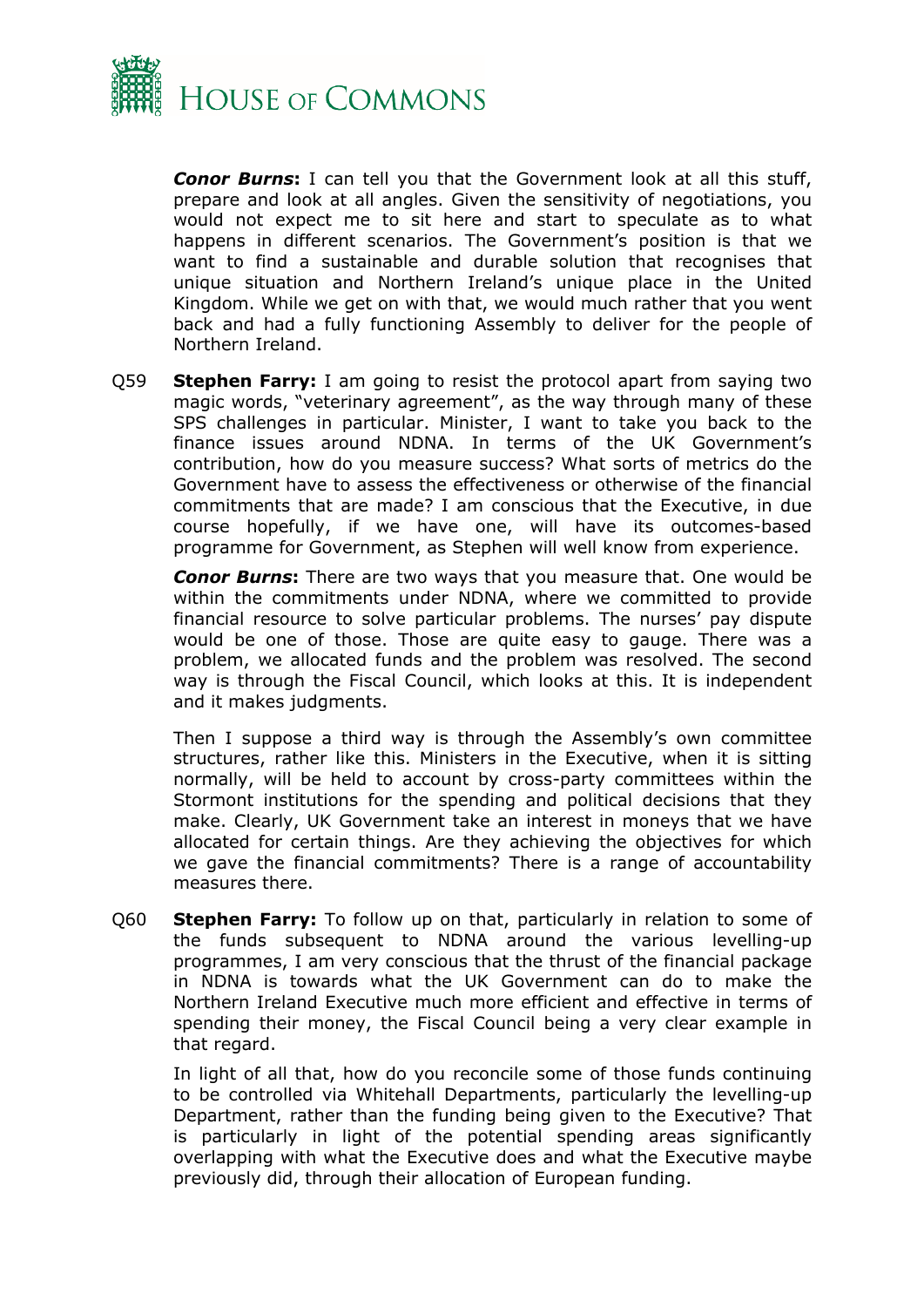***Conor Burns*:** I can tell you that the Government look at all this stuff, prepare and look at all angles. Given the sensitivity of negotiations, you would not expect me to sit here and start to speculate as to what happens in different scenarios. The Government's position is that we want to find a sustainable and durable solution that recognises that unique situation and Northern Ireland's unique place in the United Kingdom. While we get on with that, we would much rather that you went back and had a fully functioning Assembly to deliver for the people of Northern Ireland.

Q59 **Stephen Farry:** I am going to resist the protocol apart from saying two magic words, "veterinary agreement", as the way through many of these SPS challenges in particular. Minister, I want to take you back to the finance issues around NDNA. In terms of the UK Government's contribution, how do you measure success? What sorts of metrics do the Government have to assess the effectiveness or otherwise of the financial commitments that are made? I am conscious that the Executive, in due course hopefully, if we have one, will have its outcomes-based programme for Government, as Stephen will well know from experience.

***Conor Burns*:** There are two ways that you measure that. One would be within the commitments under NDNA, where we committed to provide financial resource to solve particular problems. The nurses' pay dispute would be one of those. Those are quite easy to gauge. There was a problem, we allocated funds and the problem was resolved. The second way is through the Fiscal Council, which looks at this. It is independent and it makes judgments.

Then I suppose a third way is through the Assembly's own committee structures, rather like this. Ministers in the Executive, when it is sitting normally, will be held to account by cross-party committees within the Stormont institutions for the spending and political decisions that they make. Clearly, UK Government take an interest in moneys that we have allocated for certain things. Are they achieving the objectives for which we gave the financial commitments? There is a range of accountability measures there.

Q60 **Stephen Farry:** To follow up on that, particularly in relation to some of the funds subsequent to NDNA around the various levelling-up programmes, I am very conscious that the thrust of the financial package in NDNA is towards what the UK Government can do to make the Northern Ireland Executive much more efficient and effective in terms of spending their money, the Fiscal Council being a very clear example in that regard.

In light of all that, how do you reconcile some of those funds continuing to be controlled via Whitehall Departments, particularly the levelling-up Department, rather than the funding being given to the Executive? That is particularly in light of the potential spending areas significantly overlapping with what the Executive does and what the Executive maybe previously did, through their allocation of European funding.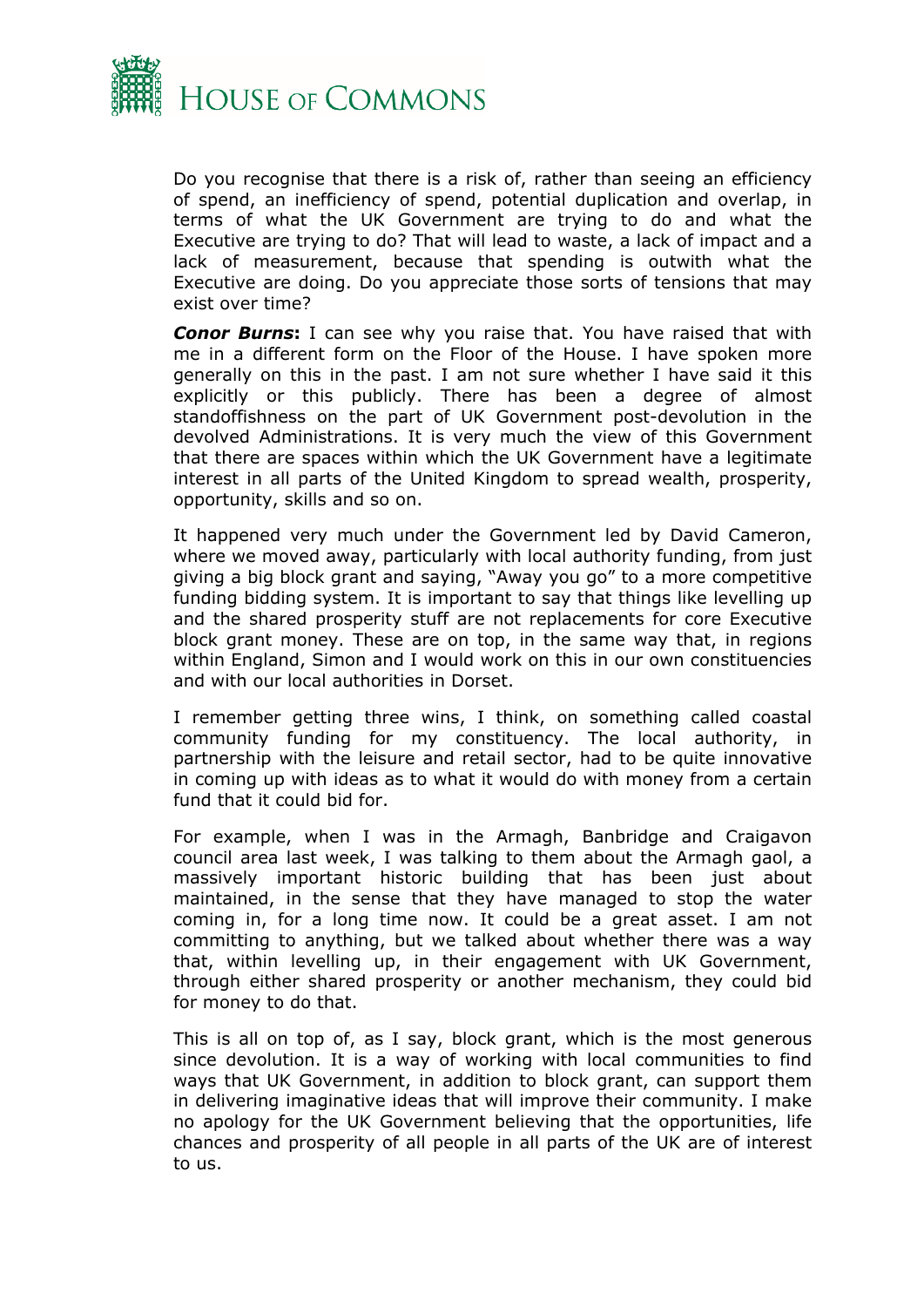Do you recognise that there is a risk of, rather than seeing an efficiency of spend, an inefficiency of spend, potential duplication and overlap, in terms of what the UK Government are trying to do and what the Executive are trying to do? That will lead to waste, a lack of impact and a lack of measurement, because that spending is outwith what the Executive are doing. Do you appreciate those sorts of tensions that may exist over time?

***Conor Burns*:** I can see why you raise that. You have raised that with me in a different form on the Floor of the House. I have spoken more generally on this in the past. I am not sure whether I have said it this explicitly or this publicly. There has been a degree of almost standoffishness on the part of UK Government post-devolution in the devolved Administrations. It is very much the view of this Government that there are spaces within which the UK Government have a legitimate interest in all parts of the United Kingdom to spread wealth, prosperity, opportunity, skills and so on.

It happened very much under the Government led by David Cameron, where we moved away, particularly with local authority funding, from just giving a big block grant and saying, "Away you go" to a more competitive funding bidding system. It is important to say that things like levelling up and the shared prosperity stuff are not replacements for core Executive block grant money. These are on top, in the same way that, in regions within England, Simon and I would work on this in our own constituencies and with our local authorities in Dorset.

I remember getting three wins, I think, on something called coastal community funding for my constituency. The local authority, in partnership with the leisure and retail sector, had to be quite innovative in coming up with ideas as to what it would do with money from a certain fund that it could bid for.

For example, when I was in the Armagh, Banbridge and Craigavon council area last week, I was talking to them about the Armagh gaol, a massively important historic building that has been just about maintained, in the sense that they have managed to stop the water coming in, for a long time now. It could be a great asset. I am not committing to anything, but we talked about whether there was a way that, within levelling up, in their engagement with UK Government, through either shared prosperity or another mechanism, they could bid for money to do that.

This is all on top of, as I say, block grant, which is the most generous since devolution. It is a way of working with local communities to find ways that UK Government, in addition to block grant, can support them in delivering imaginative ideas that will improve their community. I make no apology for the UK Government believing that the opportunities, life chances and prosperity of all people in all parts of the UK are of interest to us.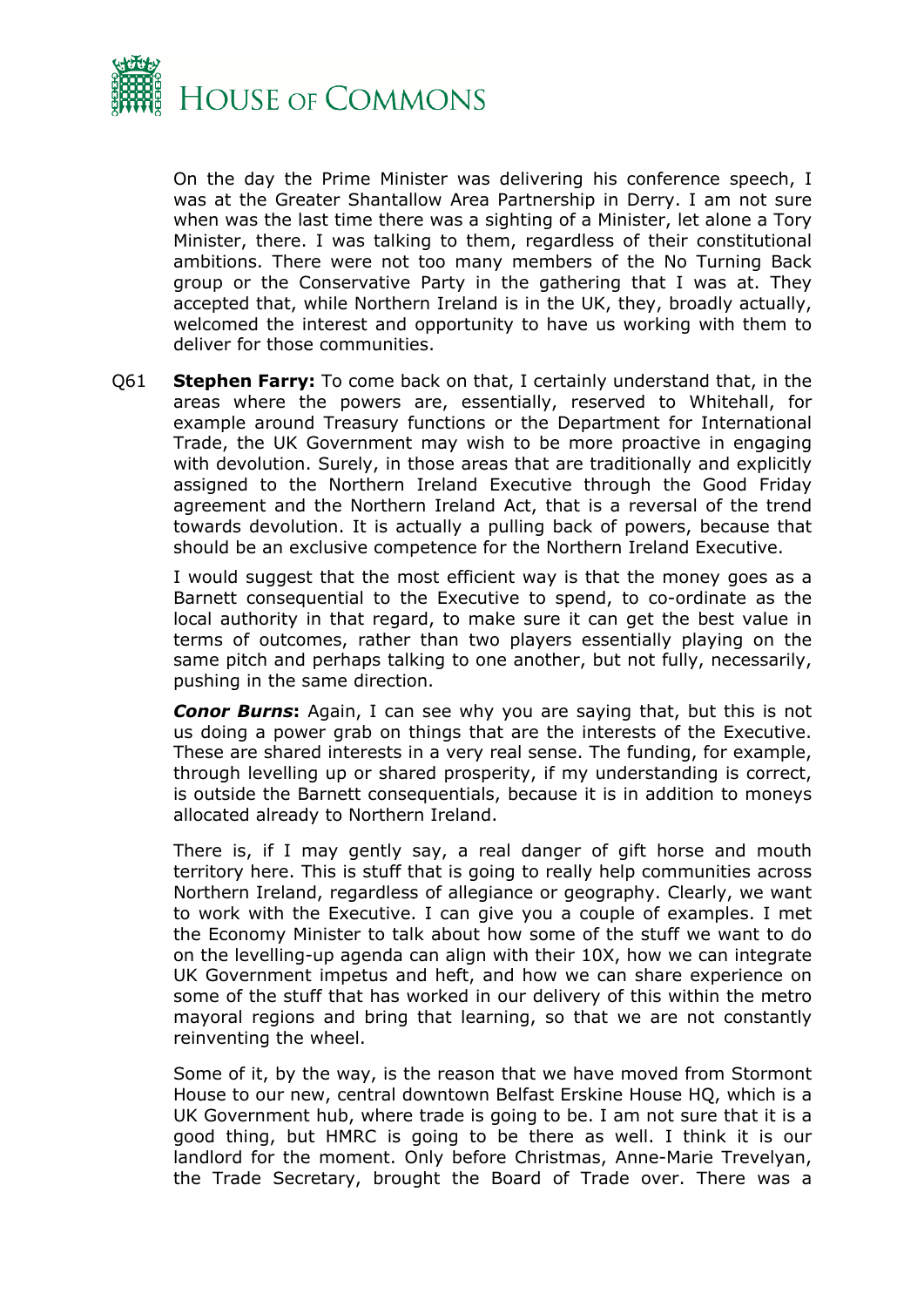On the day the Prime Minister was delivering his conference speech, I was at the Greater Shantallow Area Partnership in Derry. I am not sure when was the last time there was a sighting of a Minister, let alone a Tory Minister, there. I was talking to them, regardless of their constitutional ambitions. There were not too many members of the No Turning Back group or the Conservative Party in the gathering that I was at. They accepted that, while Northern Ireland is in the UK, they, broadly actually, welcomed the interest and opportunity to have us working with them to deliver for those communities.

Q61 **Stephen Farry:** To come back on that, I certainly understand that, in the areas where the powers are, essentially, reserved to Whitehall, for example around Treasury functions or the Department for International Trade, the UK Government may wish to be more proactive in engaging with devolution. Surely, in those areas that are traditionally and explicitly assigned to the Northern Ireland Executive through the Good Friday agreement and the Northern Ireland Act, that is a reversal of the trend towards devolution. It is actually a pulling back of powers, because that should be an exclusive competence for the Northern Ireland Executive.

I would suggest that the most efficient way is that the money goes as a Barnett consequential to the Executive to spend, to co-ordinate as the local authority in that regard, to make sure it can get the best value in terms of outcomes, rather than two players essentially playing on the same pitch and perhaps talking to one another, but not fully, necessarily, pushing in the same direction.

***Conor Burns*:** Again, I can see why you are saying that, but this is not us doing a power grab on things that are the interests of the Executive. These are shared interests in a very real sense. The funding, for example, through levelling up or shared prosperity, if my understanding is correct, is outside the Barnett consequentials, because it is in addition to moneys allocated already to Northern Ireland.

There is, if I may gently say, a real danger of gift horse and mouth territory here. This is stuff that is going to really help communities across Northern Ireland, regardless of allegiance or geography. Clearly, we want to work with the Executive. I can give you a couple of examples. I met the Economy Minister to talk about how some of the stuff we want to do on the levelling-up agenda can align with their 10X, how we can integrate UK Government impetus and heft, and how we can share experience on some of the stuff that has worked in our delivery of this within the metro mayoral regions and bring that learning, so that we are not constantly reinventing the wheel.

Some of it, by the way, is the reason that we have moved from Stormont House to our new, central downtown Belfast Erskine House HQ, which is a UK Government hub, where trade is going to be. I am not sure that it is a good thing, but HMRC is going to be there as well. I think it is our landlord for the moment. Only before Christmas, Anne-Marie Trevelyan, the Trade Secretary, brought the Board of Trade over. There was a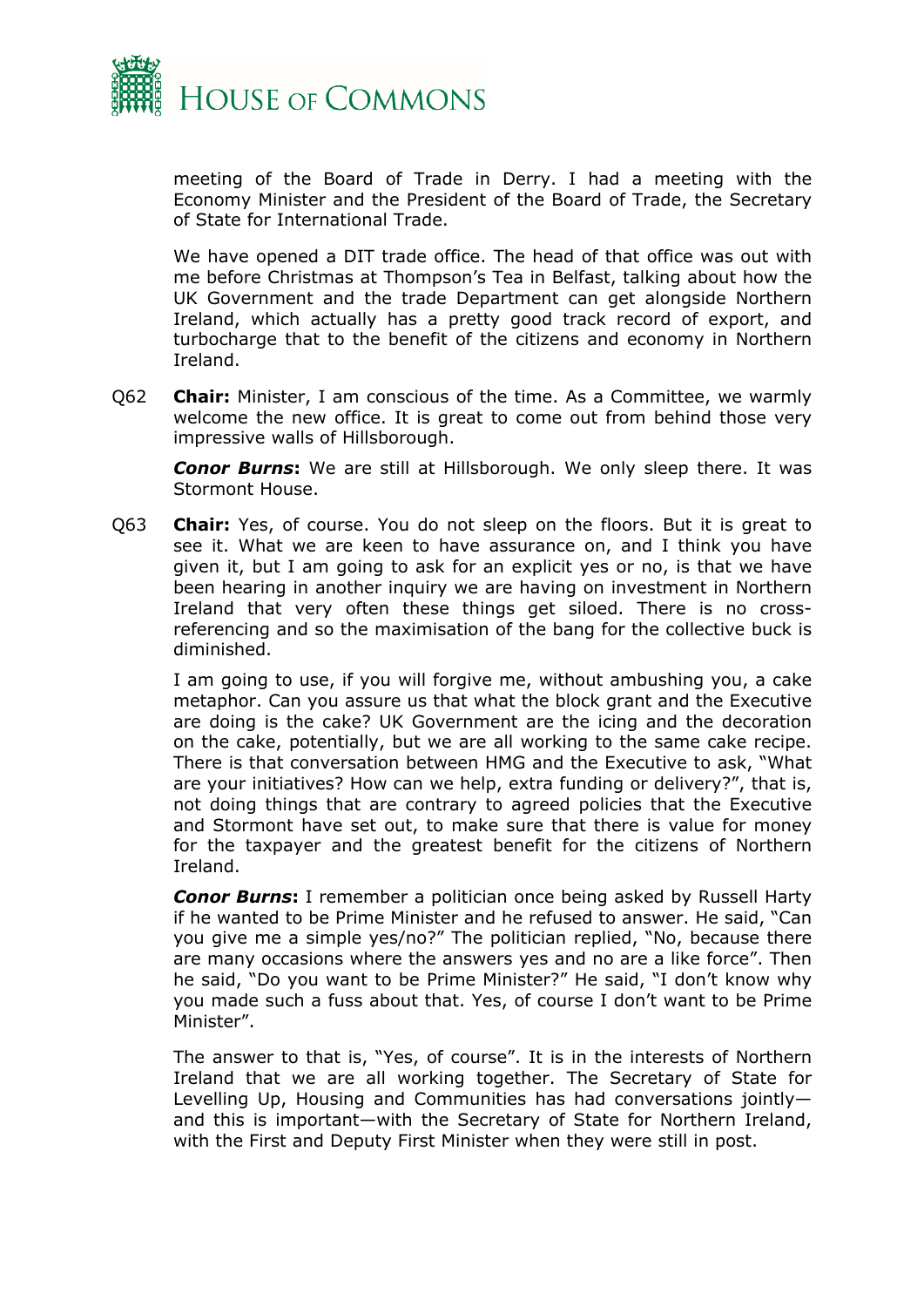meeting of the Board of Trade in Derry. I had a meeting with the Economy Minister and the President of the Board of Trade, the Secretary of State for International Trade.

We have opened a DIT trade office. The head of that office was out with me before Christmas at Thompson's Tea in Belfast, talking about how the UK Government and the trade Department can get alongside Northern Ireland, which actually has a pretty good track record of export, and turbocharge that to the benefit of the citizens and economy in Northern Ireland.

Q62 **Chair:** Minister, I am conscious of the time. As a Committee, we warmly welcome the new office. It is great to come out from behind those very impressive walls of Hillsborough.

***Conor Burns*:** We are still at Hillsborough. We only sleep there. It was Stormont House.

Q63 **Chair:** Yes, of course. You do not sleep on the floors. But it is great to see it. What we are keen to have assurance on, and I think you have given it, but I am going to ask for an explicit yes or no, is that we have been hearing in another inquiry we are having on investment in Northern Ireland that very often these things get siloed. There is no cross-referencing and so the maximisation of the bang for the collective buck is diminished.

I am going to use, if you will forgive me, without ambushing you, a cake metaphor. Can you assure us that what the block grant and the Executive are doing is the cake? UK Government are the icing and the decoration on the cake, potentially, but we are all working to the same cake recipe. There is that conversation between HMG and the Executive to ask, "What are your initiatives? How can we help, extra funding or delivery?", that is, not doing things that are contrary to agreed policies that the Executive and Stormont have set out, to make sure that there is value for money for the taxpayer and the greatest benefit for the citizens of Northern Ireland.

***Conor Burns*:** I remember a politician once being asked by Russell Harty if he wanted to be Prime Minister and he refused to answer. He said, "Can you give me a simple yes/no?" The politician replied, "No, because there are many occasions where the answers yes and no are a like force". Then he said, "Do you want to be Prime Minister?" He said, "I don't know why you made such a fuss about that. Yes, of course I don't want to be Prime Minister".

The answer to that is, "Yes, of course". It is in the interests of Northern Ireland that we are all working together. The Secretary of State for Levelling Up, Housing and Communities has had conversations jointly—and this is important—with the Secretary of State for Northern Ireland, with the First and Deputy First Minister when they were still in post.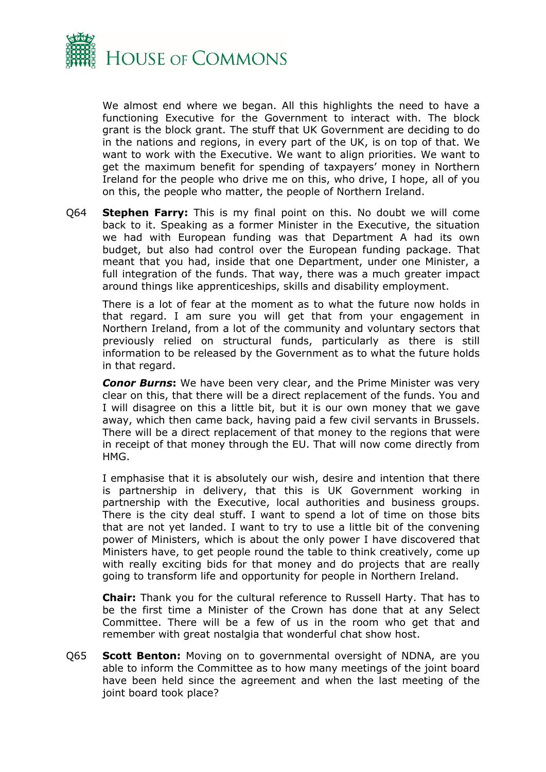We almost end where we began. All this highlights the need to have a functioning Executive for the Government to interact with. The block grant is the block grant. The stuff that UK Government are deciding to do in the nations and regions, in every part of the UK, is on top of that. We want to work with the Executive. We want to align priorities. We want to get the maximum benefit for spending of taxpayers' money in Northern Ireland for the people who drive me on this, who drive, I hope, all of you on this, the people who matter, the people of Northern Ireland.

Q64 **Stephen Farry:** This is my final point on this. No doubt we will come back to it. Speaking as a former Minister in the Executive, the situation we had with European funding was that Department A had its own budget, but also had control over the European funding package. That meant that you had, inside that one Department, under one Minister, a full integration of the funds. That way, there was a much greater impact around things like apprenticeships, skills and disability employment.

There is a lot of fear at the moment as to what the future now holds in that regard. I am sure you will get that from your engagement in Northern Ireland, from a lot of the community and voluntary sectors that previously relied on structural funds, particularly as there is still information to be released by the Government as to what the future holds in that regard.

***Conor Burns*:** We have been very clear, and the Prime Minister was very clear on this, that there will be a direct replacement of the funds. You and I will disagree on this a little bit, but it is our own money that we gave away, which then came back, having paid a few civil servants in Brussels. There will be a direct replacement of that money to the regions that were in receipt of that money through the EU. That will now come directly from HMG.

I emphasise that it is absolutely our wish, desire and intention that there is partnership in delivery, that this is UK Government working in partnership with the Executive, local authorities and business groups. There is the city deal stuff. I want to spend a lot of time on those bits that are not yet landed. I want to try to use a little bit of the convening power of Ministers, which is about the only power I have discovered that Ministers have, to get people round the table to think creatively, come up with really exciting bids for that money and do projects that are really going to transform life and opportunity for people in Northern Ireland.

**Chair:** Thank you for the cultural reference to Russell Harty. That has to be the first time a Minister of the Crown has done that at any Select Committee. There will be a few of us in the room who get that and remember with great nostalgia that wonderful chat show host.

Q65 **Scott Benton:** Moving on to governmental oversight of NDNA, are you able to inform the Committee as to how many meetings of the joint board have been held since the agreement and when the last meeting of the joint board took place?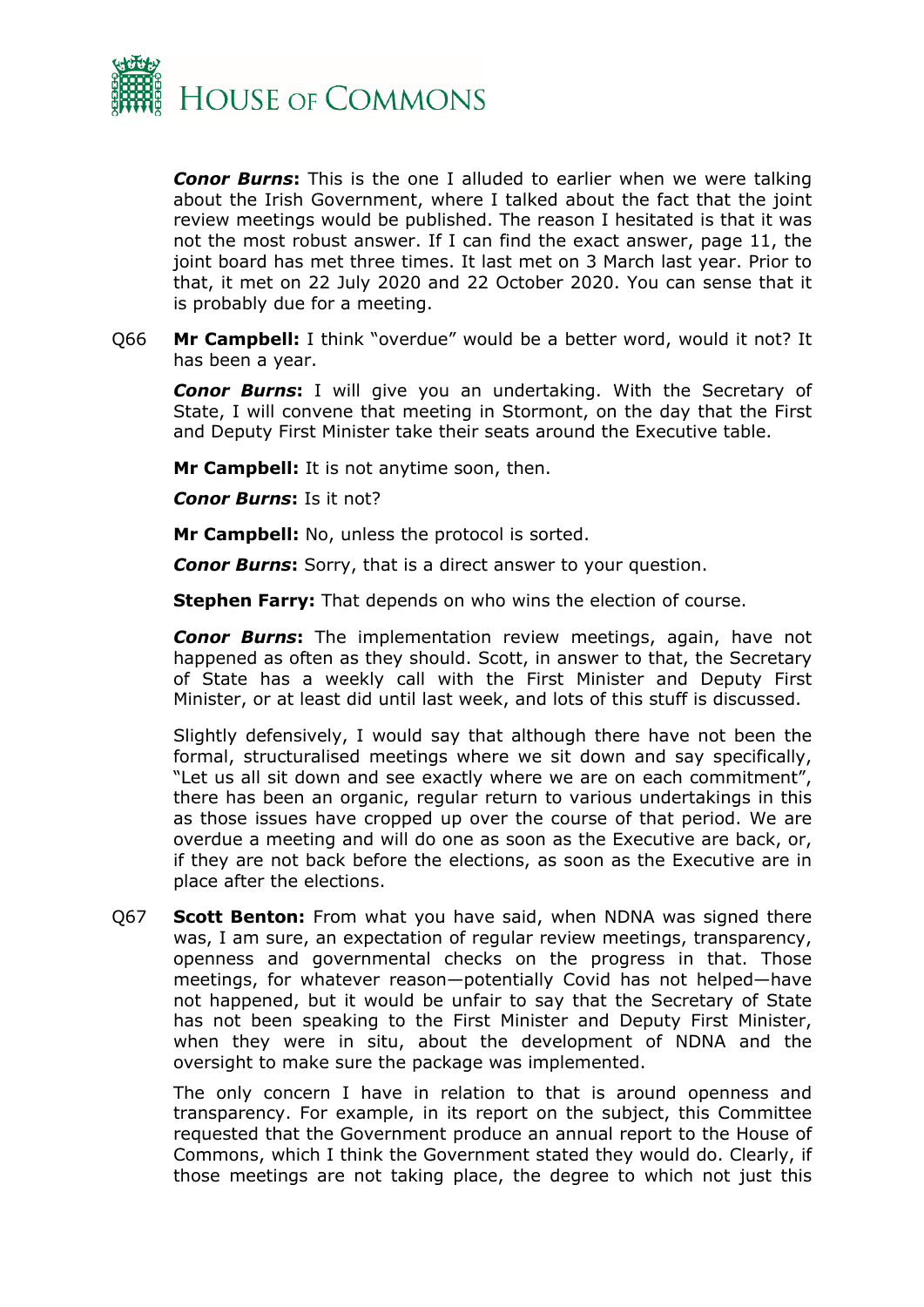***Conor Burns*:** This is the one I alluded to earlier when we were talking about the Irish Government, where I talked about the fact that the joint review meetings would be published. The reason I hesitated is that it was not the most robust answer. If I can find the exact answer, page 11, the joint board has met three times. It last met on 3 March last year. Prior to that, it met on 22 July 2020 and 22 October 2020. You can sense that it is probably due for a meeting.

Q66 **Mr Campbell:** I think "overdue" would be a better word, would it not? It has been a year.

***Conor Burns*:** I will give you an undertaking. With the Secretary of State, I will convene that meeting in Stormont, on the day that the First and Deputy First Minister take their seats around the Executive table.

**Mr Campbell:** It is not anytime soon, then.

***Conor Burns*:** Is it not?

**Mr Campbell:** No, unless the protocol is sorted.

***Conor Burns*:** Sorry, that is a direct answer to your question.

**Stephen Farry:** That depends on who wins the election of course.

***Conor Burns*:** The implementation review meetings, again, have not happened as often as they should. Scott, in answer to that, the Secretary of State has a weekly call with the First Minister and Deputy First Minister, or at least did until last week, and lots of this stuff is discussed.

Slightly defensively, I would say that although there have not been the formal, structuralised meetings where we sit down and say specifically, "Let us all sit down and see exactly where we are on each commitment", there has been an organic, regular return to various undertakings in this as those issues have cropped up over the course of that period. We are overdue a meeting and will do one as soon as the Executive are back, or, if they are not back before the elections, as soon as the Executive are in place after the elections.

Q67 **Scott Benton:** From what you have said, when NDNA was signed there was, I am sure, an expectation of regular review meetings, transparency, openness and governmental checks on the progress in that. Those meetings, for whatever reason—potentially Covid has not helped—have not happened, but it would be unfair to say that the Secretary of State has not been speaking to the First Minister and Deputy First Minister, when they were in situ, about the development of NDNA and the oversight to make sure the package was implemented.

The only concern I have in relation to that is around openness and transparency. For example, in its report on the subject, this Committee requested that the Government produce an annual report to the House of Commons, which I think the Government stated they would do. Clearly, if those meetings are not taking place, the degree to which not just this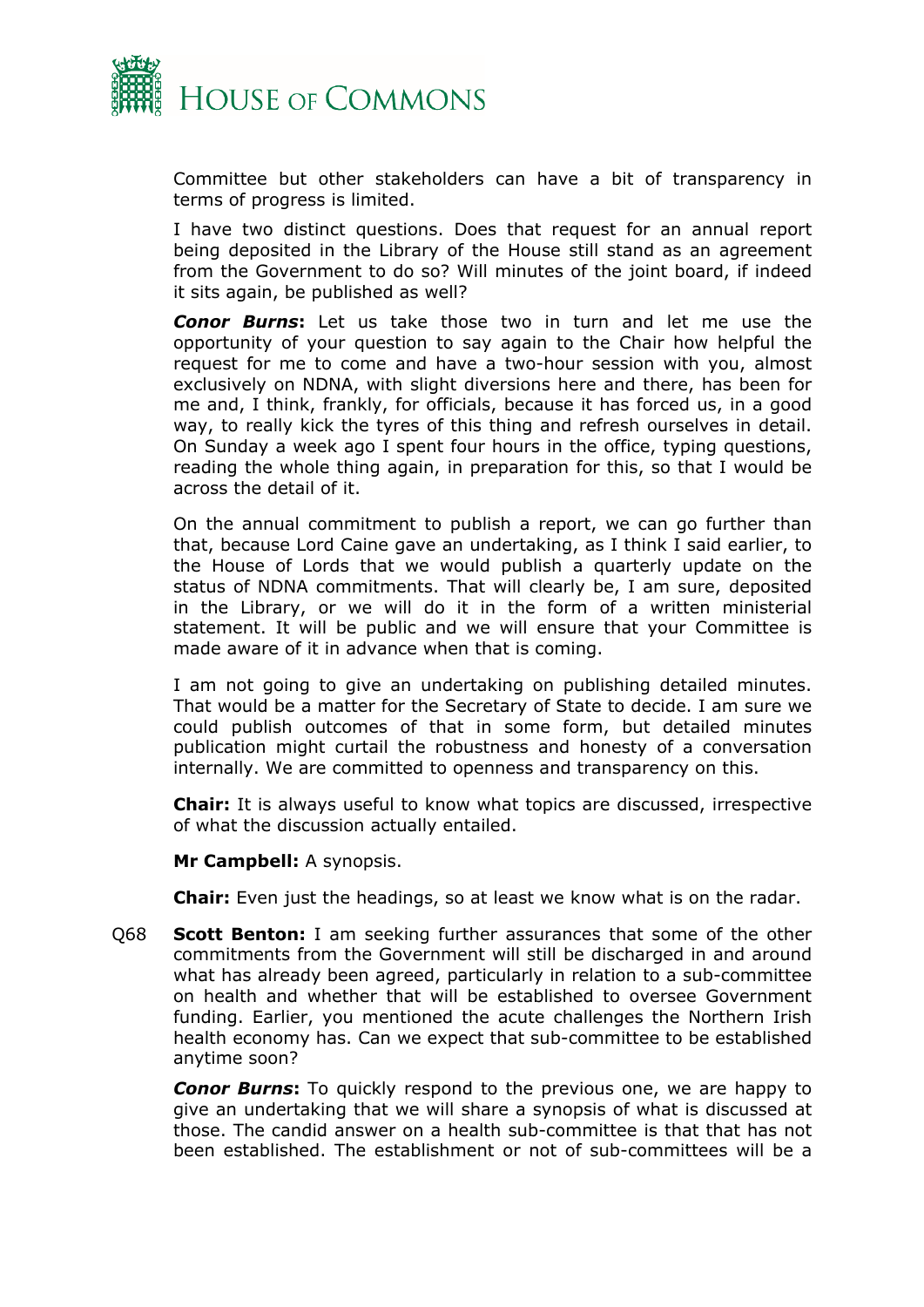Committee but other stakeholders can have a bit of transparency in terms of progress is limited.

I have two distinct questions. Does that request for an annual report being deposited in the Library of the House still stand as an agreement from the Government to do so? Will minutes of the joint board, if indeed it sits again, be published as well?

***Conor Burns*:** Let us take those two in turn and let me use the opportunity of your question to say again to the Chair how helpful the request for me to come and have a two-hour session with you, almost exclusively on NDNA, with slight diversions here and there, has been for me and, I think, frankly, for officials, because it has forced us, in a good way, to really kick the tyres of this thing and refresh ourselves in detail. On Sunday a week ago I spent four hours in the office, typing questions, reading the whole thing again, in preparation for this, so that I would be across the detail of it.

On the annual commitment to publish a report, we can go further than that, because Lord Caine gave an undertaking, as I think I said earlier, to the House of Lords that we would publish a quarterly update on the status of NDNA commitments. That will clearly be, I am sure, deposited in the Library, or we will do it in the form of a written ministerial statement. It will be public and we will ensure that your Committee is made aware of it in advance when that is coming.

I am not going to give an undertaking on publishing detailed minutes. That would be a matter for the Secretary of State to decide. I am sure we could publish outcomes of that in some form, but detailed minutes publication might curtail the robustness and honesty of a conversation internally. We are committed to openness and transparency on this.

**Chair:** It is always useful to know what topics are discussed, irrespective of what the discussion actually entailed.

**Mr Campbell:** A synopsis.

**Chair:** Even just the headings, so at least we know what is on the radar.

Q68 **Scott Benton:** I am seeking further assurances that some of the other commitments from the Government will still be discharged in and around what has already been agreed, particularly in relation to a sub-committee on health and whether that will be established to oversee Government funding. Earlier, you mentioned the acute challenges the Northern Irish health economy has. Can we expect that sub-committee to be established anytime soon?

***Conor Burns*:** To quickly respond to the previous one, we are happy to give an undertaking that we will share a synopsis of what is discussed at those. The candid answer on a health sub-committee is that that has not been established. The establishment or not of sub-committees will be a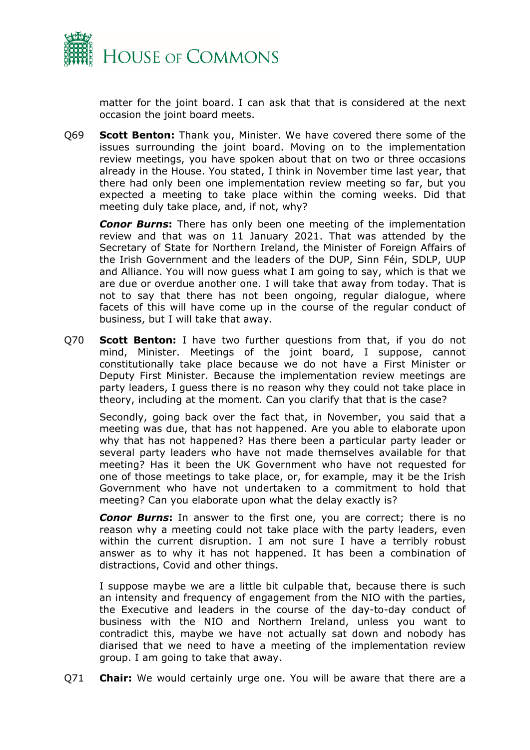matter for the joint board. I can ask that that is considered at the next occasion the joint board meets.

Q69 **Scott Benton:** Thank you, Minister. We have covered there some of the issues surrounding the joint board. Moving on to the implementation review meetings, you have spoken about that on two or three occasions already in the House. You stated, I think in November time last year, that there had only been one implementation review meeting so far, but you expected a meeting to take place within the coming weeks. Did that meeting duly take place, and, if not, why?

***Conor Burns*:** There has only been one meeting of the implementation review and that was on 11 January 2021. That was attended by the Secretary of State for Northern Ireland, the Minister of Foreign Affairs of the Irish Government and the leaders of the DUP, Sinn Féin, SDLP, UUP and Alliance. You will now guess what I am going to say, which is that we are due or overdue another one. I will take that away from today. That is not to say that there has not been ongoing, regular dialogue, where facets of this will have come up in the course of the regular conduct of business, but I will take that away.

Q70 **Scott Benton:** I have two further questions from that, if you do not mind, Minister. Meetings of the joint board, I suppose, cannot constitutionally take place because we do not have a First Minister or Deputy First Minister. Because the implementation review meetings are party leaders, I guess there is no reason why they could not take place in theory, including at the moment. Can you clarify that that is the case?

Secondly, going back over the fact that, in November, you said that a meeting was due, that has not happened. Are you able to elaborate upon why that has not happened? Has there been a particular party leader or several party leaders who have not made themselves available for that meeting? Has it been the UK Government who have not requested for one of those meetings to take place, or, for example, may it be the Irish Government who have not undertaken to a commitment to hold that meeting? Can you elaborate upon what the delay exactly is?

***Conor Burns*:** In answer to the first one, you are correct; there is no reason why a meeting could not take place with the party leaders, even within the current disruption. I am not sure I have a terribly robust answer as to why it has not happened. It has been a combination of distractions, Covid and other things.

I suppose maybe we are a little bit culpable that, because there is such an intensity and frequency of engagement from the NIO with the parties, the Executive and leaders in the course of the day-to-day conduct of business with the NIO and Northern Ireland, unless you want to contradict this, maybe we have not actually sat down and nobody has diarised that we need to have a meeting of the implementation review group. I am going to take that away.

Q71 **Chair:** We would certainly urge one. You will be aware that there are a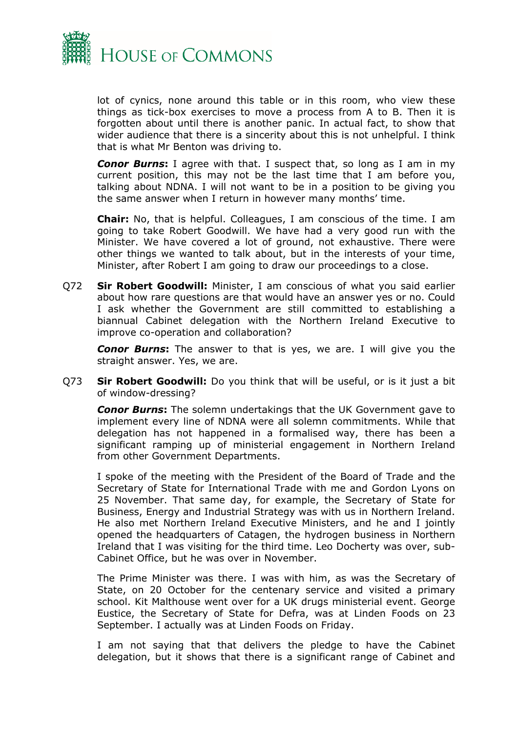lot of cynics, none around this table or in this room, who view these things as tick-box exercises to move a process from A to B. Then it is forgotten about until there is another panic. In actual fact, to show that wider audience that there is a sincerity about this is not unhelpful. I think that is what Mr Benton was driving to.

***Conor Burns*:** I agree with that. I suspect that, so long as I am in my current position, this may not be the last time that I am before you, talking about NDNA. I will not want to be in a position to be giving you the same answer when I return in however many months' time.

**Chair:** No, that is helpful. Colleagues, I am conscious of the time. I am going to take Robert Goodwill. We have had a very good run with the Minister. We have covered a lot of ground, not exhaustive. There were other things we wanted to talk about, but in the interests of your time, Minister, after Robert I am going to draw our proceedings to a close.

Q72 **Sir Robert Goodwill:** Minister, I am conscious of what you said earlier about how rare questions are that would have an answer yes or no. Could I ask whether the Government are still committed to establishing a biannual Cabinet delegation with the Northern Ireland Executive to improve co-operation and collaboration?

***Conor Burns*:** The answer to that is yes, we are. I will give you the straight answer. Yes, we are.

Q73 **Sir Robert Goodwill:** Do you think that will be useful, or is it just a bit of window-dressing?

***Conor Burns*:** The solemn undertakings that the UK Government gave to implement every line of NDNA were all solemn commitments. While that delegation has not happened in a formalised way, there has been a significant ramping up of ministerial engagement in Northern Ireland from other Government Departments.

I spoke of the meeting with the President of the Board of Trade and the Secretary of State for International Trade with me and Gordon Lyons on 25 November. That same day, for example, the Secretary of State for Business, Energy and Industrial Strategy was with us in Northern Ireland. He also met Northern Ireland Executive Ministers, and he and I jointly opened the headquarters of Catagen, the hydrogen business in Northern Ireland that I was visiting for the third time. Leo Docherty was over, sub-Cabinet Office, but he was over in November.

The Prime Minister was there. I was with him, as was the Secretary of State, on 20 October for the centenary service and visited a primary school. Kit Malthouse went over for a UK drugs ministerial event. George Eustice, the Secretary of State for Defra, was at Linden Foods on 23 September. I actually was at Linden Foods on Friday.

I am not saying that that delivers the pledge to have the Cabinet delegation, but it shows that there is a significant range of Cabinet and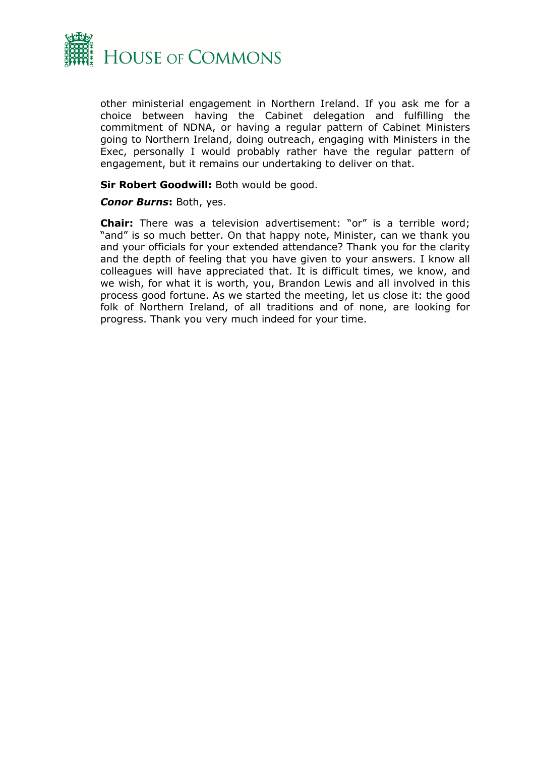other ministerial engagement in Northern Ireland. If you ask me for a choice between having the Cabinet delegation and fulfilling the commitment of NDNA, or having a regular pattern of Cabinet Ministers going to Northern Ireland, doing outreach, engaging with Ministers in the Exec, personally I would probably rather have the regular pattern of engagement, but it remains our undertaking to deliver on that.

**Sir Robert Goodwill:** Both would be good.

***Conor Burns*:** Both, yes.

**Chair:** There was a television advertisement: "or" is a terrible word; "and" is so much better. On that happy note, Minister, can we thank you and your officials for your extended attendance? Thank you for the clarity and the depth of feeling that you have given to your answers. I know all colleagues will have appreciated that. It is difficult times, we know, and we wish, for what it is worth, you, Brandon Lewis and all involved in this process good fortune. As we started the meeting, let us close it: the good folk of Northern Ireland, of all traditions and of none, are looking for progress. Thank you very much indeed for your time.